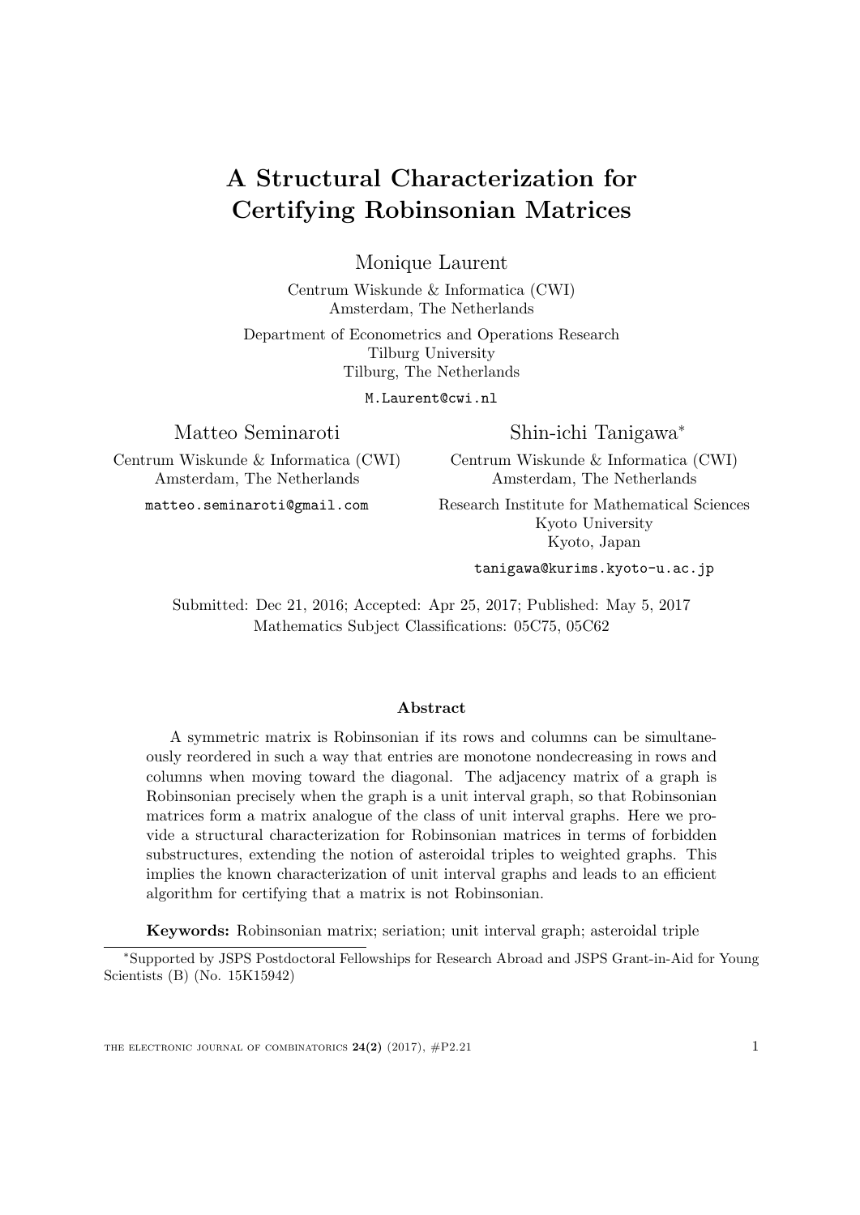# A Structural Characterization for Certifying Robinsonian Matrices

Monique Laurent

Centrum Wiskunde & Informatica (CWI)
Amsterdam, The Netherlands

Department of Econometrics and Operations Research
Tilburg University
Tilburg, The Netherlands

M.Laurent@cwi.nl

Matteo Seminaroti

Centrum Wiskunde & Informatica (CWI)
Amsterdam, The Netherlands

matteo.seminaroti@gmail.com

Shin-ichi Tanigawa*

Centrum Wiskunde & Informatica (CWI)
Amsterdam, The Netherlands

Research Institute for Mathematical Sciences
Kyoto University
Kyoto, Japan

tanigawa@kurims.kyoto-u.ac.jp

Submitted: Dec 21, 2016; Accepted: Apr 25, 2017; Published: May 5, 2017
Mathematics Subject Classifications: 05C75, 05C62

**Abstract**

A symmetric matrix is Robinsonian if its rows and columns can be simultaneously reordered in such a way that entries are monotone nondecreasing in rows and columns when moving toward the diagonal. The adjacency matrix of a graph is Robinsonian precisely when the graph is a unit interval graph, so that Robinsonian matrices form a matrix analogue of the class of unit interval graphs. Here we provide a structural characterization for Robinsonian matrices in terms of forbidden substructures, extending the notion of asteroidal triples to weighted graphs. This implies the known characterization of unit interval graphs and leads to an efficient algorithm for certifying that a matrix is not Robinsonian.

**Keywords:** Robinsonian matrix; seriation; unit interval graph; asteroidal triple

*Supported by JSPS Postdoctoral Fellowships for Research Abroad and JSPS Grant-in-Aid for Young Scientists (B) (No. 15K15942)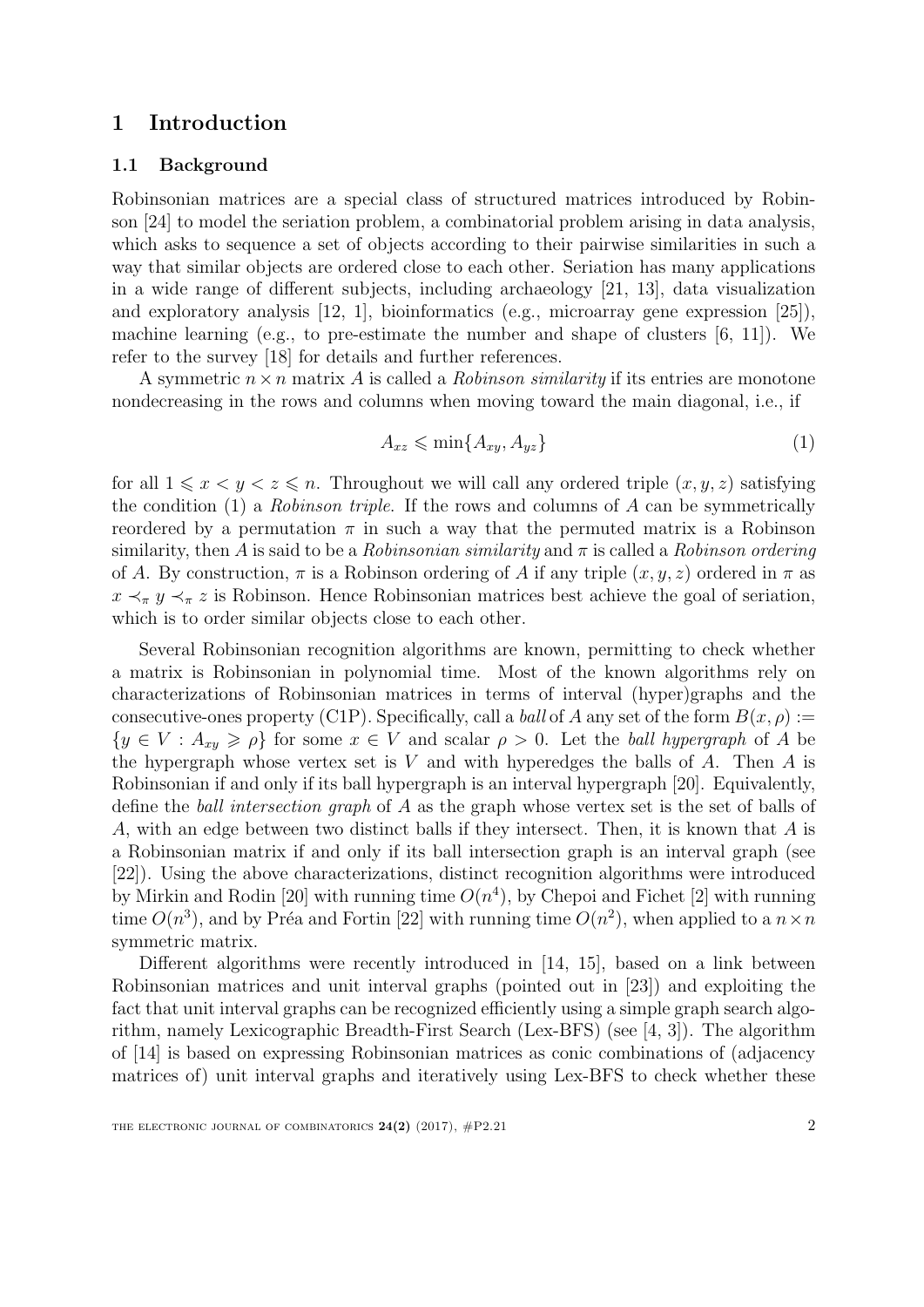# 1 Introduction

## 1.1 Background

Robinsonian matrices are a special class of structured matrices introduced by Robinson [24] to model the seriation problem, a combinatorial problem arising in data analysis, which asks to sequence a set of objects according to their pairwise similarities in such a way that similar objects are ordered close to each other. Seriation has many applications in a wide range of different subjects, including archaeology [21, 13], data visualization and exploratory analysis [12, 1], bioinformatics (e.g., microarray gene expression [25]), machine learning (e.g., to pre-estimate the number and shape of clusters [6, 11]). We refer to the survey [18] for details and further references.

A symmetric $n \times n$ matrix $A$ is called a *Robinson similarity* if its entries are monotone nondecreasing in the rows and columns when moving toward the main diagonal, i.e., if

$$A_{xz} \leqslant \min\{A_{xy}, A_{yz}\} \tag{1}$$

for all $1 \leqslant x < y < z \leqslant n$. Throughout we will call any ordered triple $(x, y, z)$ satisfying the condition (1) a *Robinson triple*. If the rows and columns of $A$ can be symmetrically reordered by a permutation $\pi$ in such a way that the permuted matrix is a Robinson similarity, then $A$ is said to be a *Robinsonian similarity* and $\pi$ is called a *Robinson ordering* of $A$. By construction, $\pi$ is a Robinson ordering of $A$ if any triple $(x, y, z)$ ordered in $\pi$ as $x \prec_\pi y \prec_\pi z$ is Robinson. Hence Robinsonian matrices best achieve the goal of seriation, which is to order similar objects close to each other.

Several Robinsonian recognition algorithms are known, permitting to check whether a matrix is Robinsonian in polynomial time. Most of the known algorithms rely on characterizations of Robinsonian matrices in terms of interval (hyper)graphs and the consecutive-ones property (C1P). Specifically, call a *ball* of $A$ any set of the form $B(x, \rho) := \{y \in V : A_{xy} \geqslant \rho\}$ for some $x \in V$ and scalar $\rho > 0$. Let the *ball hypergraph* of $A$ be the hypergraph whose vertex set is $V$ and with hyperedges the balls of $A$. Then $A$ is Robinsonian if and only if its ball hypergraph is an interval hypergraph [20]. Equivalently, define the *ball intersection graph* of $A$ as the graph whose vertex set is the set of balls of $A$, with an edge between two distinct balls if they intersect. Then, it is known that $A$ is a Robinsonian matrix if and only if its ball intersection graph is an interval graph (see [22]). Using the above characterizations, distinct recognition algorithms were introduced by Mirkin and Rodin [20] with running time $O(n^4)$, by Chepoi and Fichet [2] with running time $O(n^3)$, and by Préa and Fortin [22] with running time $O(n^2)$, when applied to a $n \times n$ symmetric matrix.

Different algorithms were recently introduced in [14, 15], based on a link between Robinsonian matrices and unit interval graphs (pointed out in [23]) and exploiting the fact that unit interval graphs can be recognized efficiently using a simple graph search algorithm, namely Lexicographic Breadth-First Search (Lex-BFS) (see [4, 3]). The algorithm of [14] is based on expressing Robinsonian matrices as conic combinations of (adjacency matrices of) unit interval graphs and iteratively using Lex-BFS to check whether these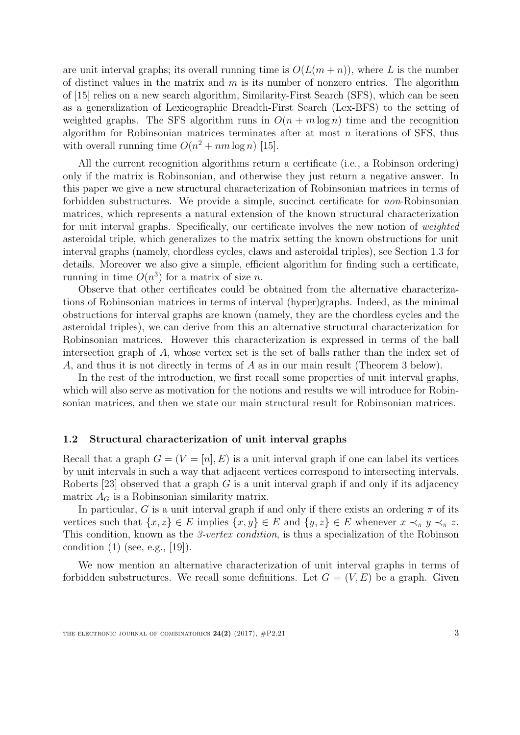are unit interval graphs; its overall running time is $O(L(m+n))$, where $L$ is the number of distinct values in the matrix and $m$ is its number of nonzero entries. The algorithm of [15] relies on a new search algorithm, Similarity-First Search (SFS), which can be seen as a generalization of Lexicographic Breadth-First Search (Lex-BFS) to the setting of weighted graphs. The SFS algorithm runs in $O(n + m \log n)$ time and the recognition algorithm for Robinsonian matrices terminates after at most $n$ iterations of SFS, thus with overall running time $O(n^2 + nm \log n)$ [15].

All the current recognition algorithms return a certificate (i.e., a Robinson ordering) only if the matrix is Robinsonian, and otherwise they just return a negative answer. In this paper we give a new structural characterization of Robinsonian matrices in terms of forbidden substructures. We provide a simple, succinct certificate for *non*-Robinsonian matrices, which represents a natural extension of the known structural characterization for unit interval graphs. Specifically, our certificate involves the new notion of *weighted* asteroidal triple, which generalizes to the matrix setting the known obstructions for unit interval graphs (namely, chordless cycles, claws and asteroidal triples), see Section 1.3 for details. Moreover we also give a simple, efficient algorithm for finding such a certificate, running in time $O(n^3)$ for a matrix of size $n$.

Observe that other certificates could be obtained from the alternative characterizations of Robinsonian matrices in terms of interval (hyper)graphs. Indeed, as the minimal obstructions for interval graphs are known (namely, they are the chordless cycles and the asteroidal triples), we can derive from this an alternative structural characterization for Robinsonian matrices. However this characterization is expressed in terms of the ball intersection graph of $A$, whose vertex set is the set of balls rather than the index set of $A$, and thus it is not directly in terms of $A$ as in our main result (Theorem 3 below).

In the rest of the introduction, we first recall some properties of unit interval graphs, which will also serve as motivation for the notions and results we will introduce for Robinsonian matrices, and then we state our main structural result for Robinsonian matrices.

### 1.2 Structural characterization of unit interval graphs

Recall that a graph $G = (V = [n], E)$ is a unit interval graph if one can label its vertices by unit intervals in such a way that adjacent vertices correspond to intersecting intervals. Roberts [23] observed that a graph $G$ is a unit interval graph if and only if its adjacency matrix $A_G$ is a Robinsonian similarity matrix.

In particular, $G$ is a unit interval graph if and only if there exists an ordering $\pi$ of its vertices such that $\{x, z\} \in E$ implies $\{x, y\} \in E$ and $\{y, z\} \in E$ whenever $x \prec_\pi y \prec_\pi z$. This condition, known as the *3-vertex condition*, is thus a specialization of the Robinson condition (1) (see, e.g., [19]).

We now mention an alternative characterization of unit interval graphs in terms of forbidden substructures. We recall some definitions. Let $G = (V, E)$ be a graph. Given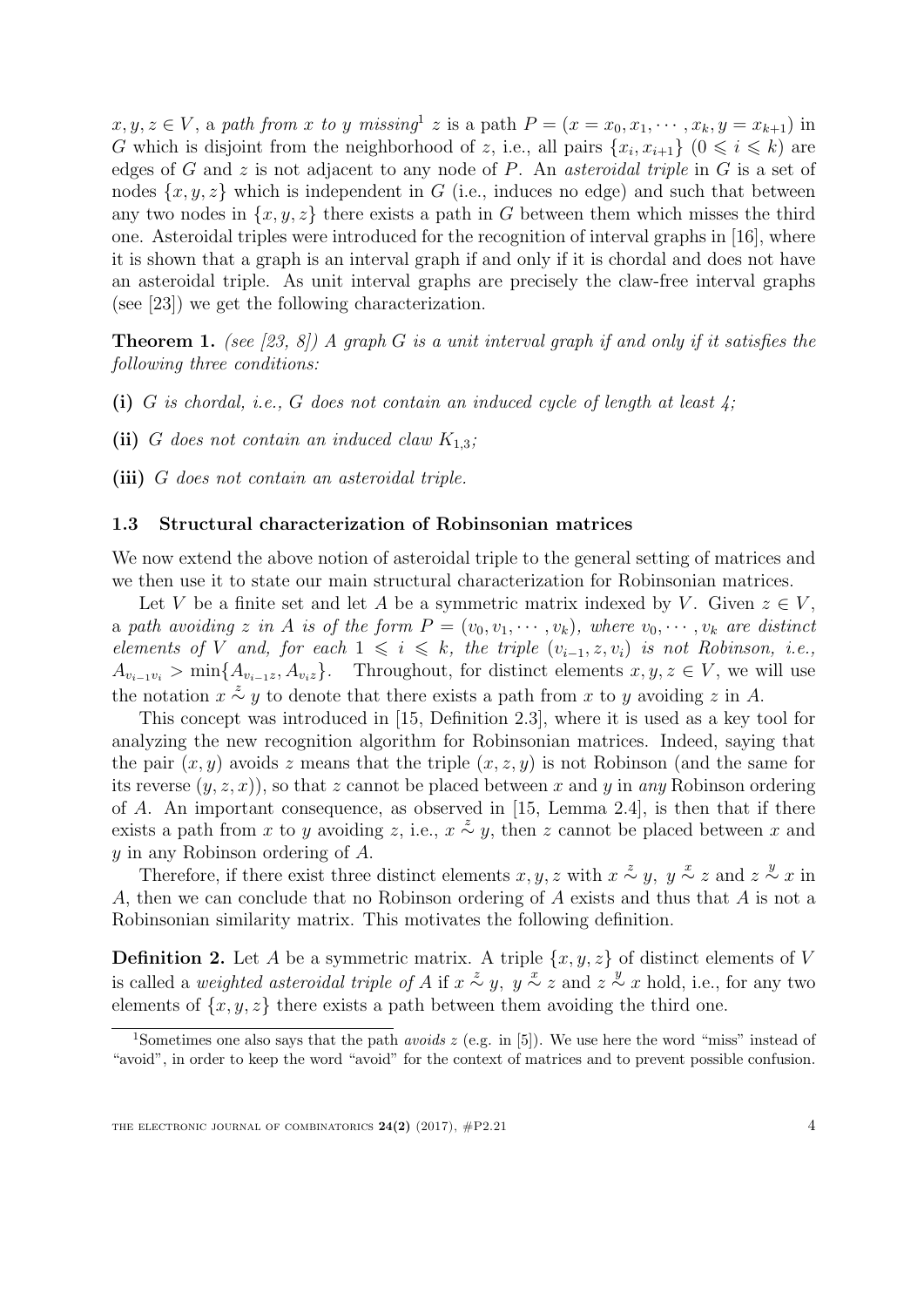$x, y, z \in V$, a *path from x to y missing*[1] $z$ is a path $P = (x = x_0, x_1, \cdots, x_k, y = x_{k+1})$ in $G$ which is disjoint from the neighborhood of $z$, i.e., all pairs $\{x_i, x_{i+1}\}$ $(0 \leqslant i \leqslant k)$ are edges of $G$ and $z$ is not adjacent to any node of $P$. An *asteroidal triple* in $G$ is a set of nodes $\{x, y, z\}$ which is independent in $G$ (i.e., induces no edge) and such that between any two nodes in $\{x, y, z\}$ there exists a path in $G$ between them which misses the third one. Asteroidal triples were introduced for the recognition of interval graphs in [16], where it is shown that a graph is an interval graph if and only if it is chordal and does not have an asteroidal triple. As unit interval graphs are precisely the claw-free interval graphs (see [23]) we get the following characterization.

**Theorem 1.** *(see [23, 8]) A graph $G$ is a unit interval graph if and only if it satisfies the following three conditions:*

**(i)** *$G$ is chordal, i.e., $G$ does not contain an induced cycle of length at least 4;*

**(ii)** *$G$ does not contain an induced claw $K_{1,3}$;*

**(iii)** *$G$ does not contain an asteroidal triple.*

### 1.3 Structural characterization of Robinsonian matrices

We now extend the above notion of asteroidal triple to the general setting of matrices and we then use it to state our main structural characterization for Robinsonian matrices.

Let $V$ be a finite set and let $A$ be a symmetric matrix indexed by $V$. Given $z \in V$, a *path avoiding $z$ in $A$ is of the form $P = (v_0, v_1, \cdots, v_k)$, where $v_0, \cdots, v_k$ are distinct elements of $V$ and, for each $1 \leqslant i \leqslant k$, the triple $(v_{i-1}, z, v_i)$ is not Robinson, i.e., $A_{v_{i-1}v_i} > \min\{A_{v_{i-1}z}, A_{v_i z}\}$.* Throughout, for distinct elements $x, y, z \in V$, we will use the notation $x \overset{z}{\sim} y$ to denote that there exists a path from $x$ to $y$ avoiding $z$ in $A$.

This concept was introduced in [15, Definition 2.3], where it is used as a key tool for analyzing the new recognition algorithm for Robinsonian matrices. Indeed, saying that the pair $(x, y)$ avoids $z$ means that the triple $(x, z, y)$ is not Robinson (and the same for its reverse $(y, z, x)$), so that $z$ cannot be placed between $x$ and $y$ in *any* Robinson ordering of $A$. An important consequence, as observed in [15, Lemma 2.4], is then that if there exists a path from $x$ to $y$ avoiding $z$, i.e., $x \overset{z}{\sim} y$, then $z$ cannot be placed between $x$ and $y$ in any Robinson ordering of $A$.

Therefore, if there exist three distinct elements $x, y, z$ with $x \overset{z}{\sim} y$, $y \overset{x}{\sim} z$ and $z \overset{y}{\sim} x$ in $A$, then we can conclude that no Robinson ordering of $A$ exists and thus that $A$ is not a Robinsonian similarity matrix. This motivates the following definition.

**Definition 2.** Let $A$ be a symmetric matrix. A triple $\{x, y, z\}$ of distinct elements of $V$ is called a *weighted asteroidal triple of A* if $x \overset{z}{\sim} y$, $y \overset{x}{\sim} z$ and $z \overset{y}{\sim} x$ hold, i.e., for any two elements of $\{x, y, z\}$ there exists a path between them avoiding the third one.

[1] Sometimes one also says that the path *avoids z* (e.g. in [5]). We use here the word "miss" instead of "avoid", in order to keep the word "avoid" for the context of matrices and to prevent possible confusion.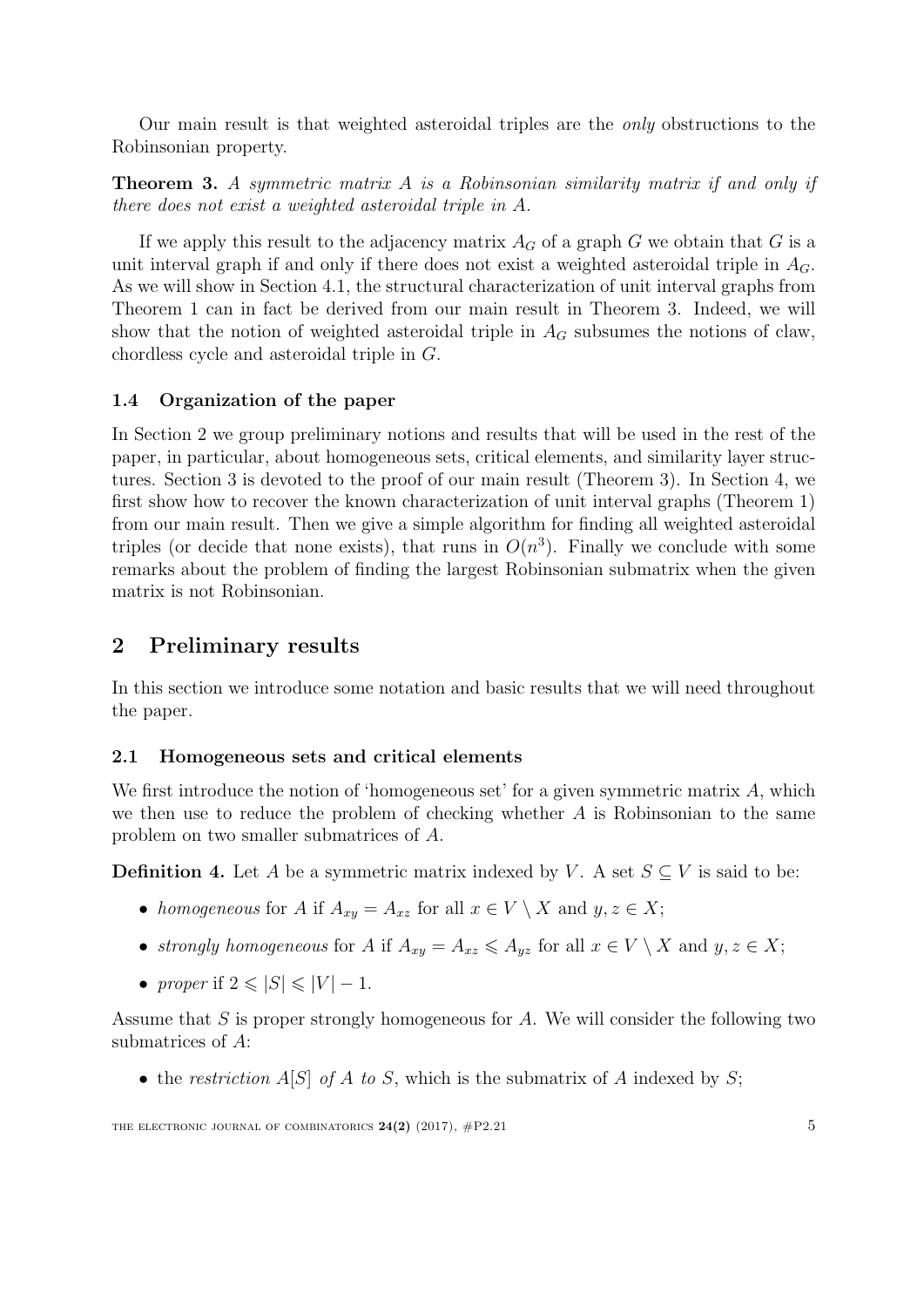Our main result is that weighted asteroidal triples are the *only* obstructions to the Robinsonian property.

**Theorem 3.** *A symmetric matrix $A$ is a Robinsonian similarity matrix if and only if there does not exist a weighted asteroidal triple in $A$.*

If we apply this result to the adjacency matrix $A_G$ of a graph $G$ we obtain that $G$ is a unit interval graph if and only if there does not exist a weighted asteroidal triple in $A_G$. As we will show in Section 4.1, the structural characterization of unit interval graphs from Theorem 1 can in fact be derived from our main result in Theorem 3. Indeed, we will show that the notion of weighted asteroidal triple in $A_G$ subsumes the notions of claw, chordless cycle and asteroidal triple in $G$.

### 1.4 Organization of the paper

In Section 2 we group preliminary notions and results that will be used in the rest of the paper, in particular, about homogeneous sets, critical elements, and similarity layer structures. Section 3 is devoted to the proof of our main result (Theorem 3). In Section 4, we first show how to recover the known characterization of unit interval graphs (Theorem 1) from our main result. Then we give a simple algorithm for finding all weighted asteroidal triples (or decide that none exists), that runs in $O(n^3)$. Finally we conclude with some remarks about the problem of finding the largest Robinsonian submatrix when the given matrix is not Robinsonian.

## 2 Preliminary results

In this section we introduce some notation and basic results that we will need throughout the paper.

### 2.1 Homogeneous sets and critical elements

We first introduce the notion of 'homogeneous set' for a given symmetric matrix $A$, which we then use to reduce the problem of checking whether $A$ is Robinsonian to the same problem on two smaller submatrices of $A$.

**Definition 4.** Let $A$ be a symmetric matrix indexed by $V$. A set $S \subseteq V$ is said to be:

- *homogeneous* for $A$ if $A_{xy} = A_{xz}$ for all $x \in V \setminus X$ and $y, z \in X$;
- *strongly homogeneous* for $A$ if $A_{xy} = A_{xz} \leqslant A_{yz}$ for all $x \in V \setminus X$ and $y, z \in X$;
- *proper* if $2 \leqslant |S| \leqslant |V| - 1$.

Assume that $S$ is proper strongly homogeneous for $A$. We will consider the following two submatrices of $A$:

- the *restriction $A[S]$ of $A$ to $S$*, which is the submatrix of $A$ indexed by $S$;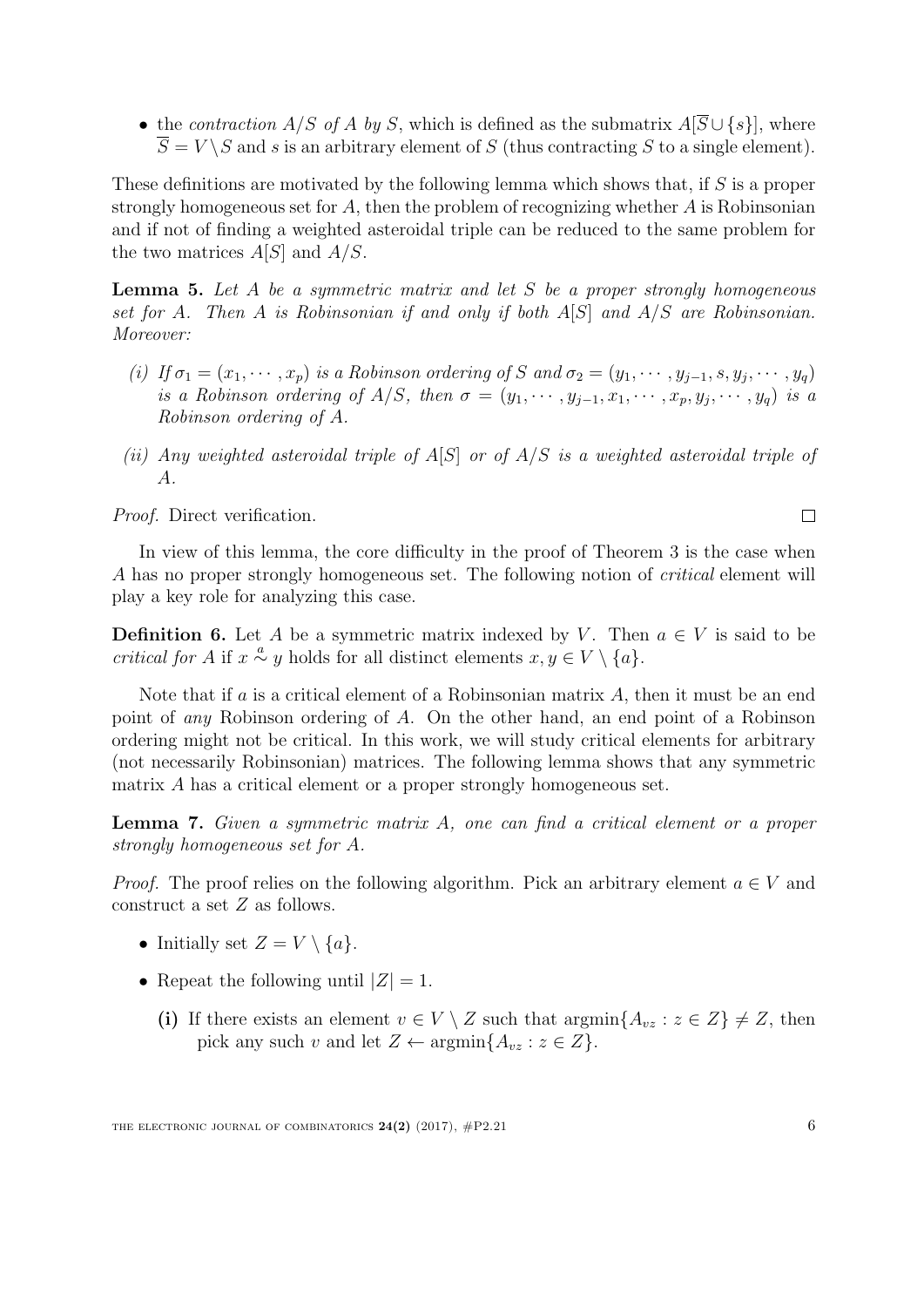- the *contraction* $A/S$ *of* $A$ *by* $S$, which is defined as the submatrix $A[\overline{S} \cup \{s\}]$, where $\overline{S} = V \setminus S$ and $s$ is an arbitrary element of $S$ (thus contracting $S$ to a single element).

These definitions are motivated by the following lemma which shows that, if $S$ is a proper strongly homogeneous set for $A$, then the problem of recognizing whether $A$ is Robinsonian and if not of finding a weighted asteroidal triple can be reduced to the same problem for the two matrices $A[S]$ and $A/S$.

**Lemma 5.** *Let $A$ be a symmetric matrix and let $S$ be a proper strongly homogeneous set for $A$. Then $A$ is Robinsonian if and only if both $A[S]$ and $A/S$ are Robinsonian. Moreover:*

*(i) If $\sigma_1 = (x_1, \cdots, x_p)$ is a Robinson ordering of $S$ and $\sigma_2 = (y_1, \cdots, y_{j-1}, s, y_j, \cdots, y_q)$ is a Robinson ordering of $A/S$, then $\sigma = (y_1, \cdots, y_{j-1}, x_1, \cdots, x_p, y_j, \cdots, y_q)$ is a Robinson ordering of $A$.*

*(ii) Any weighted asteroidal triple of $A[S]$ or of $A/S$ is a weighted asteroidal triple of $A$.*

*Proof.* Direct verification. $\square$

In view of this lemma, the core difficulty in the proof of Theorem 3 is the case when $A$ has no proper strongly homogeneous set. The following notion of *critical* element will play a key role for analyzing this case.

**Definition 6.** Let $A$ be a symmetric matrix indexed by $V$. Then $a \in V$ is said to be *critical for* $A$ if $x \overset{a}{\sim} y$ holds for all distinct elements $x, y \in V \setminus \{a\}$.

Note that if $a$ is a critical element of a Robinsonian matrix $A$, then it must be an end point of *any* Robinson ordering of $A$. On the other hand, an end point of a Robinson ordering might not be critical. In this work, we will study critical elements for arbitrary (not necessarily Robinsonian) matrices. The following lemma shows that any symmetric matrix $A$ has a critical element or a proper strongly homogeneous set.

**Lemma 7.** *Given a symmetric matrix $A$, one can find a critical element or a proper strongly homogeneous set for $A$.*

*Proof.* The proof relies on the following algorithm. Pick an arbitrary element $a \in V$ and construct a set $Z$ as follows.

- Initially set $Z = V \setminus \{a\}$.
- Repeat the following until $|Z| = 1$.
  - **(i)** If there exists an element $v \in V \setminus Z$ such that $\operatorname{argmin}\{A_{vz} : z \in Z\} \neq Z$, then pick any such $v$ and let $Z \leftarrow \operatorname{argmin}\{A_{vz} : z \in Z\}$.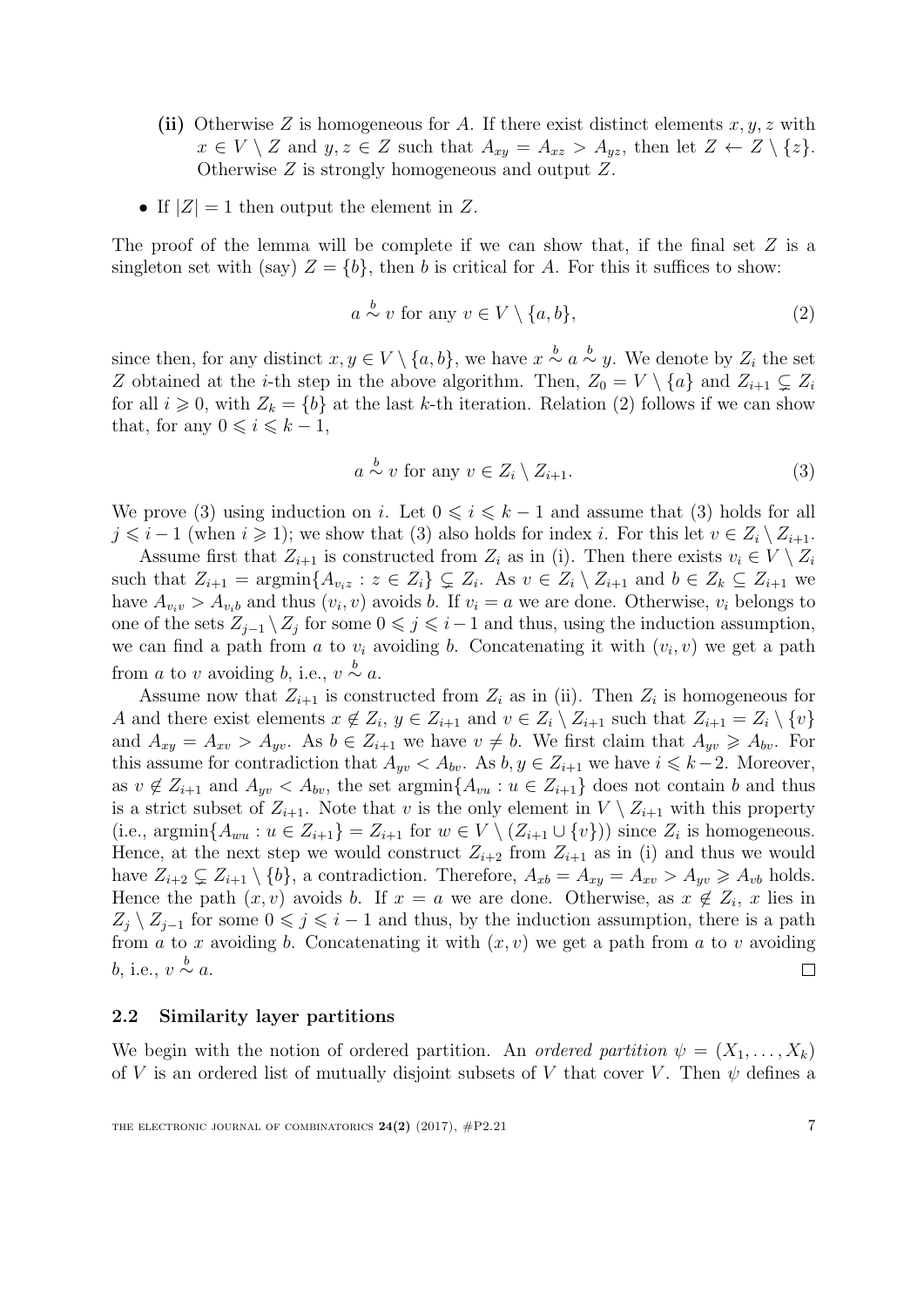- **(ii)** Otherwise $Z$ is homogeneous for $A$. If there exist distinct elements $x, y, z$ with $x \in V \setminus Z$ and $y, z \in Z$ such that $A_{xy} = A_{xz} > A_{yz}$, then let $Z \leftarrow Z \setminus \{z\}$. Otherwise $Z$ is strongly homogeneous and output $Z$.

- If $|Z| = 1$ then output the element in $Z$.

The proof of the lemma will be complete if we can show that, if the final set $Z$ is a singleton set with (say) $Z = \{b\}$, then $b$ is critical for $A$. For this it suffices to show:

$$a \overset{b}{\sim} v \text{ for any } v \in V \setminus \{a, b\}, \tag{2}$$

since then, for any distinct $x, y \in V \setminus \{a, b\}$, we have $x \overset{b}{\sim} a \overset{b}{\sim} y$. We denote by $Z_i$ the set $Z$ obtained at the $i$-th step in the above algorithm. Then, $Z_0 = V \setminus \{a\}$ and $Z_{i+1} \subsetneq Z_i$ for all $i \geqslant 0$, with $Z_k = \{b\}$ at the last $k$-th iteration. Relation (2) follows if we can show that, for any $0 \leqslant i \leqslant k-1$,

$$a \overset{b}{\sim} v \text{ for any } v \in Z_i \setminus Z_{i+1}. \tag{3}$$

We prove (3) using induction on $i$. Let $0 \leqslant i \leqslant k-1$ and assume that (3) holds for all $j \leqslant i-1$ (when $i \geqslant 1$); we show that (3) also holds for index $i$. For this let $v \in Z_i \setminus Z_{i+1}$.

Assume first that $Z_{i+1}$ is constructed from $Z_i$ as in (i). Then there exists $v_i \in V \setminus Z_i$ such that $Z_{i+1} = \text{argmin}\{A_{v_i z} : z \in Z_i\} \subsetneq Z_i$. As $v \in Z_i \setminus Z_{i+1}$ and $b \in Z_k \subseteq Z_{i+1}$ we have $A_{v_i v} > A_{v_i b}$ and thus $(v_i, v)$ avoids $b$. If $v_i = a$ we are done. Otherwise, $v_i$ belongs to one of the sets $Z_{j-1} \setminus Z_j$ for some $0 \leqslant j \leqslant i-1$ and thus, using the induction assumption, we can find a path from $a$ to $v_i$ avoiding $b$. Concatenating it with $(v_i, v)$ we get a path from $a$ to $v$ avoiding $b$, i.e., $v \overset{b}{\sim} a$.

Assume now that $Z_{i+1}$ is constructed from $Z_i$ as in (ii). Then $Z_i$ is homogeneous for $A$ and there exist elements $x \notin Z_i$, $y \in Z_{i+1}$ and $v \in Z_i \setminus Z_{i+1}$ such that $Z_{i+1} = Z_i \setminus \{v\}$ and $A_{xy} = A_{xv} > A_{yv}$. As $b \in Z_{i+1}$ we have $v \neq b$. We first claim that $A_{yv} \geqslant A_{bv}$. For this assume for contradiction that $A_{yv} < A_{bv}$. As $b, y \in Z_{i+1}$ we have $i \leqslant k-2$. Moreover, as $v \notin Z_{i+1}$ and $A_{yv} < A_{bv}$, the set $\text{argmin}\{A_{vu} : u \in Z_{i+1}\}$ does not contain $b$ and thus is a strict subset of $Z_{i+1}$. Note that $v$ is the only element in $V \setminus Z_{i+1}$ with this property (i.e., $\text{argmin}\{A_{wu} : u \in Z_{i+1}\} = Z_{i+1}$ for $w \in V \setminus (Z_{i+1} \cup \{v\})$) since $Z_i$ is homogeneous. Hence, at the next step we would construct $Z_{i+2}$ from $Z_{i+1}$ as in (i) and thus we would have $Z_{i+2} \subsetneq Z_{i+1} \setminus \{b\}$, a contradiction. Therefore, $A_{xb} = A_{xy} = A_{xv} > A_{yv} \geqslant A_{vb}$ holds. Hence the path $(x, v)$ avoids $b$. If $x = a$ we are done. Otherwise, as $x \notin Z_i$, $x$ lies in $Z_j \setminus Z_{j-1}$ for some $0 \leqslant j \leqslant i-1$ and thus, by the induction assumption, there is a path from $a$ to $x$ avoiding $b$. Concatenating it with $(x, v)$ we get a path from $a$ to $v$ avoiding $b$, i.e., $v \overset{b}{\sim} a$. $\square$

### 2.2 Similarity layer partitions

We begin with the notion of ordered partition. An *ordered partition* $\psi = (X_1, \ldots, X_k)$ of $V$ is an ordered list of mutually disjoint subsets of $V$ that cover $V$. Then $\psi$ defines a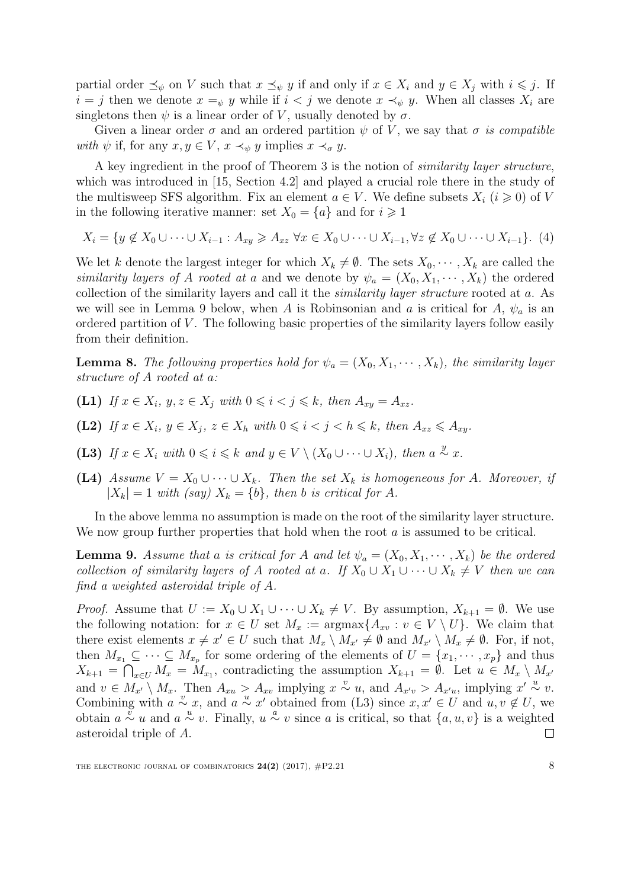partial order $\preceq_\psi$ on $V$ such that $x \preceq_\psi y$ if and only if $x \in X_i$ and $y \in X_j$ with $i \leqslant j$. If $i = j$ then we denote $x =_\psi y$ while if $i < j$ we denote $x \prec_\psi y$. When all classes $X_i$ are singletons then $\psi$ is a linear order of $V$, usually denoted by $\sigma$.

Given a linear order $\sigma$ and an ordered partition $\psi$ of $V$, we say that $\sigma$ *is compatible with* $\psi$ if, for any $x, y \in V$, $x \prec_\psi y$ implies $x \prec_\sigma y$.

A key ingredient in the proof of Theorem 3 is the notion of *similarity layer structure*, which was introduced in [15, Section 4.2] and played a crucial role there in the study of the multisweep SFS algorithm. Fix an element $a \in V$. We define subsets $X_i$ ($i \geqslant 0$) of $V$ in the following iterative manner: set $X_0 = \{a\}$ and for $i \geqslant 1$

$$X_i = \{y \notin X_0 \cup \cdots \cup X_{i-1} : A_{xy} \geqslant A_{xz} \ \forall x \in X_0 \cup \cdots \cup X_{i-1}, \forall z \notin X_0 \cup \cdots \cup X_{i-1}\}. \quad (4)$$

We let $k$ denote the largest integer for which $X_k \neq \emptyset$. The sets $X_0, \cdots, X_k$ are called the *similarity layers of $A$ rooted at $a$* and we denote by $\psi_a = (X_0, X_1, \cdots, X_k)$ the ordered collection of the similarity layers and call it the *similarity layer structure* rooted at $a$. As we will see in Lemma 9 below, when $A$ is Robinsonian and $a$ is critical for $A$, $\psi_a$ is an ordered partition of $V$. The following basic properties of the similarity layers follow easily from their definition.

**Lemma 8.** *The following properties hold for $\psi_a = (X_0, X_1, \cdots, X_k)$, the similarity layer structure of $A$ rooted at $a$:*

**(L1)** *If $x \in X_i$, $y, z \in X_j$ with $0 \leqslant i < j \leqslant k$, then $A_{xy} = A_{xz}$.*

**(L2)** *If $x \in X_i$, $y \in X_j$, $z \in X_h$ with $0 \leqslant i < j < h \leqslant k$, then $A_{xz} \leqslant A_{xy}$.*

**(L3)** *If $x \in X_i$ with $0 \leqslant i \leqslant k$ and $y \in V \setminus (X_0 \cup \cdots \cup X_i)$, then $a \overset{y}{\sim} x$.*

**(L4)** *Assume $V = X_0 \cup \cdots \cup X_k$. Then the set $X_k$ is homogeneous for $A$. Moreover, if $|X_k| = 1$ with (say) $X_k = \{b\}$, then $b$ is critical for $A$.*

In the above lemma no assumption is made on the root of the similarity layer structure. We now group further properties that hold when the root $a$ is assumed to be critical.

**Lemma 9.** *Assume that $a$ is critical for $A$ and let $\psi_a = (X_0, X_1, \cdots, X_k)$ be the ordered collection of similarity layers of $A$ rooted at $a$. If $X_0 \cup X_1 \cup \cdots \cup X_k \neq V$ then we can find a weighted asteroidal triple of $A$.*

*Proof.* Assume that $U := X_0 \cup X_1 \cup \cdots \cup X_k \neq V$. By assumption, $X_{k+1} = \emptyset$. We use the following notation: for $x \in U$ set $M_x := \text{argmax}\{A_{xv} : v \in V \setminus U\}$. We claim that there exist elements $x \neq x' \in U$ such that $M_x \setminus M_{x'} \neq \emptyset$ and $M_{x'} \setminus M_x \neq \emptyset$. For, if not, then $M_{x_1} \subseteq \cdots \subseteq M_{x_p}$ for some ordering of the elements of $U = \{x_1, \cdots, x_p\}$ and thus $X_{k+1} = \bigcap_{x \in U} M_x = M_{x_1}$, contradicting the assumption $X_{k+1} = \emptyset$. Let $u \in M_x \setminus M_{x'}$ and $v \in M_{x'} \setminus M_x$. Then $A_{xu} > A_{xv}$ implying $x \overset{v}{\sim} u$, and $A_{x'v} > A_{x'u}$, implying $x' \overset{u}{\sim} v$. Combining with $a \overset{v}{\sim} x$, and $a \overset{u}{\sim} x'$ obtained from (L3) since $x, x' \in U$ and $u, v \notin U$, we obtain $a \overset{v}{\sim} u$ and $a \overset{u}{\sim} v$. Finally, $u \overset{a}{\sim} v$ since $a$ is critical, so that $\{a, u, v\}$ is a weighted asteroidal triple of $A$. $\square$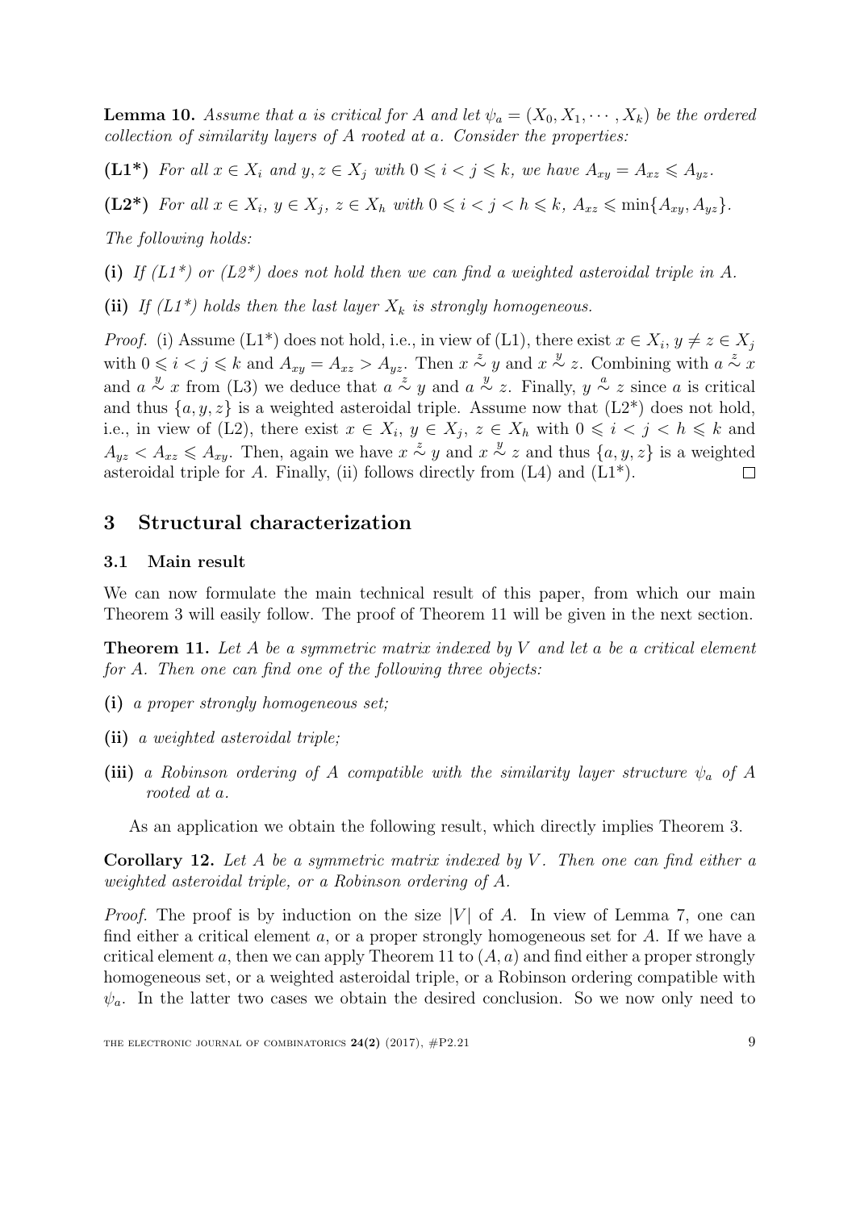**Lemma 10.** *Assume that $a$ is critical for $A$ and let $\psi_a = (X_0, X_1, \cdots, X_k)$ be the ordered collection of similarity layers of $A$ rooted at $a$. Consider the properties:*

**(L1\*)** *For all $x \in X_i$ and $y, z \in X_j$ with $0 \leqslant i < j \leqslant k$, we have $A_{xy} = A_{xz} \leqslant A_{yz}$.*

**(L2\*)** *For all $x \in X_i$, $y \in X_j$, $z \in X_h$ with $0 \leqslant i < j < h \leqslant k$, $A_{xz} \leqslant \min\{A_{xy}, A_{yz}\}$.*

*The following holds:*

**(i)** *If (L1\*) or (L2\*) does not hold then we can find a weighted asteroidal triple in $A$.*

**(ii)** *If (L1\*) holds then the last layer $X_k$ is strongly homogeneous.*

*Proof.* (i) Assume (L1\*) does not hold, i.e., in view of (L1), there exist $x \in X_i$, $y \neq z \in X_j$ with $0 \leqslant i < j \leqslant k$ and $A_{xy} = A_{xz} > A_{yz}$. Then $x \overset{z}{\sim} y$ and $x \overset{y}{\sim} z$. Combining with $a \overset{z}{\sim} x$ and $a \overset{y}{\sim} x$ from (L3) we deduce that $a \overset{z}{\sim} y$ and $a \overset{y}{\sim} z$. Finally, $y \overset{a}{\sim} z$ since $a$ is critical and thus $\{a, y, z\}$ is a weighted asteroidal triple. Assume now that (L2\*) does not hold, i.e., in view of (L2), there exist $x \in X_i$, $y \in X_j$, $z \in X_h$ with $0 \leqslant i < j < h \leqslant k$ and $A_{yz} < A_{xz} \leqslant A_{xy}$. Then, again we have $x \overset{z}{\sim} y$ and $x \overset{y}{\sim} z$ and thus $\{a, y, z\}$ is a weighted asteroidal triple for $A$. Finally, (ii) follows directly from (L4) and (L1\*). $\square$

## 3 Structural characterization

### 3.1 Main result

We can now formulate the main technical result of this paper, from which our main Theorem 3 will easily follow. The proof of Theorem 11 will be given in the next section.

**Theorem 11.** *Let $A$ be a symmetric matrix indexed by $V$ and let $a$ be a critical element for $A$. Then one can find one of the following three objects:*

**(i)** *a proper strongly homogeneous set;*

**(ii)** *a weighted asteroidal triple;*

**(iii)** *a Robinson ordering of $A$ compatible with the similarity layer structure $\psi_a$ of $A$ rooted at $a$.*

As an application we obtain the following result, which directly implies Theorem 3.

**Corollary 12.** *Let $A$ be a symmetric matrix indexed by $V$. Then one can find either a weighted asteroidal triple, or a Robinson ordering of $A$.*

*Proof.* The proof is by induction on the size $|V|$ of $A$. In view of Lemma 7, one can find either a critical element $a$, or a proper strongly homogeneous set for $A$. If we have a critical element $a$, then we can apply Theorem 11 to $(A, a)$ and find either a proper strongly homogeneous set, or a weighted asteroidal triple, or a Robinson ordering compatible with $\psi_a$. In the latter two cases we obtain the desired conclusion. So we now only need to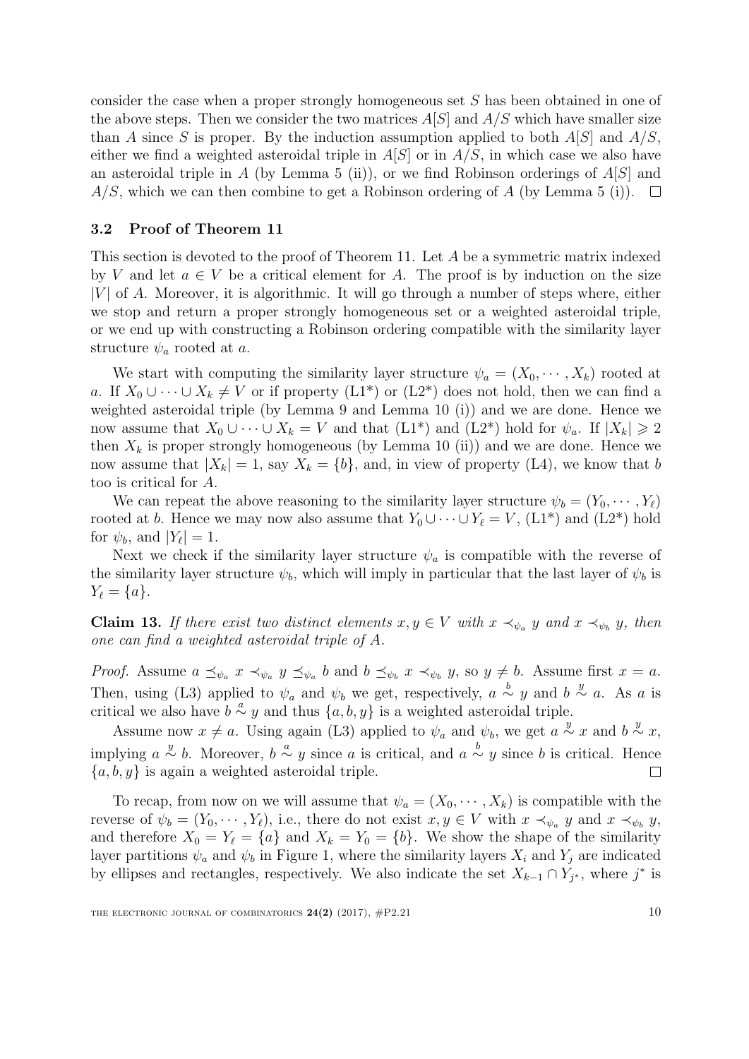consider the case when a proper strongly homogeneous set $S$ has been obtained in one of the above steps. Then we consider the two matrices $A[S]$ and $A/S$ which have smaller size than $A$ since $S$ is proper. By the induction assumption applied to both $A[S]$ and $A/S$, either we find a weighted asteroidal triple in $A[S]$ or in $A/S$, in which case we also have an asteroidal triple in $A$ (by Lemma 5 (ii)), or we find Robinson orderings of $A[S]$ and $A/S$, which we can then combine to get a Robinson ordering of $A$ (by Lemma 5 (i)). $\square$

### 3.2 Proof of Theorem 11

This section is devoted to the proof of Theorem 11. Let $A$ be a symmetric matrix indexed by $V$ and let $a \in V$ be a critical element for $A$. The proof is by induction on the size $|V|$ of $A$. Moreover, it is algorithmic. It will go through a number of steps where, either we stop and return a proper strongly homogeneous set or a weighted asteroidal triple, or we end up with constructing a Robinson ordering compatible with the similarity layer structure $\psi_a$ rooted at $a$.

We start with computing the similarity layer structure $\psi_a = (X_0, \cdots, X_k)$ rooted at $a$. If $X_0 \cup \cdots \cup X_k \neq V$ or if property (L1\*) or (L2\*) does not hold, then we can find a weighted asteroidal triple (by Lemma 9 and Lemma 10 (i)) and we are done. Hence we now assume that $X_0 \cup \cdots \cup X_k = V$ and that (L1\*) and (L2\*) hold for $\psi_a$. If $|X_k| \geqslant 2$ then $X_k$ is proper strongly homogeneous (by Lemma 10 (ii)) and we are done. Hence we now assume that $|X_k| = 1$, say $X_k = \{b\}$, and, in view of property (L4), we know that $b$ too is critical for $A$.

We can repeat the above reasoning to the similarity layer structure $\psi_b = (Y_0, \cdots, Y_\ell)$ rooted at $b$. Hence we may now also assume that $Y_0 \cup \cdots \cup Y_\ell = V$, (L1\*) and (L2\*) hold for $\psi_b$, and $|Y_\ell| = 1$.

Next we check if the similarity layer structure $\psi_a$ is compatible with the reverse of the similarity layer structure $\psi_b$, which will imply in particular that the last layer of $\psi_b$ is $Y_\ell = \{a\}$.

**Claim 13.** *If there exist two distinct elements $x, y \in V$ with $x \prec_{\psi_a} y$ and $x \prec_{\psi_b} y$, then one can find a weighted asteroidal triple of $A$.*

*Proof.* Assume $a \preceq_{\psi_a} x \prec_{\psi_a} y \preceq_{\psi_a} b$ and $b \preceq_{\psi_b} x \prec_{\psi_b} y$, so $y \neq b$. Assume first $x = a$. Then, using (L3) applied to $\psi_a$ and $\psi_b$ we get, respectively, $a \overset{b}{\sim} y$ and $b \overset{y}{\sim} a$. As $a$ is critical we also have $b \overset{a}{\sim} y$ and thus $\{a, b, y\}$ is a weighted asteroidal triple.

Assume now $x \neq a$. Using again (L3) applied to $\psi_a$ and $\psi_b$, we get $a \overset{y}{\sim} x$ and $b \overset{y}{\sim} x$, implying $a \overset{y}{\sim} b$. Moreover, $b \overset{a}{\sim} y$ since $a$ is critical, and $a \overset{b}{\sim} y$ since $b$ is critical. Hence $\{a, b, y\}$ is again a weighted asteroidal triple. $\square$

To recap, from now on we will assume that $\psi_a = (X_0, \cdots, X_k)$ is compatible with the reverse of $\psi_b = (Y_0, \cdots, Y_\ell)$, i.e., there do not exist $x, y \in V$ with $x \prec_{\psi_a} y$ and $x \prec_{\psi_b} y$, and therefore $X_0 = Y_\ell = \{a\}$ and $X_k = Y_0 = \{b\}$. We show the shape of the similarity layer partitions $\psi_a$ and $\psi_b$ in Figure 1, where the similarity layers $X_i$ and $Y_j$ are indicated by ellipses and rectangles, respectively. We also indicate the set $X_{k-1} \cap Y_{j^*}$, where $j^*$ is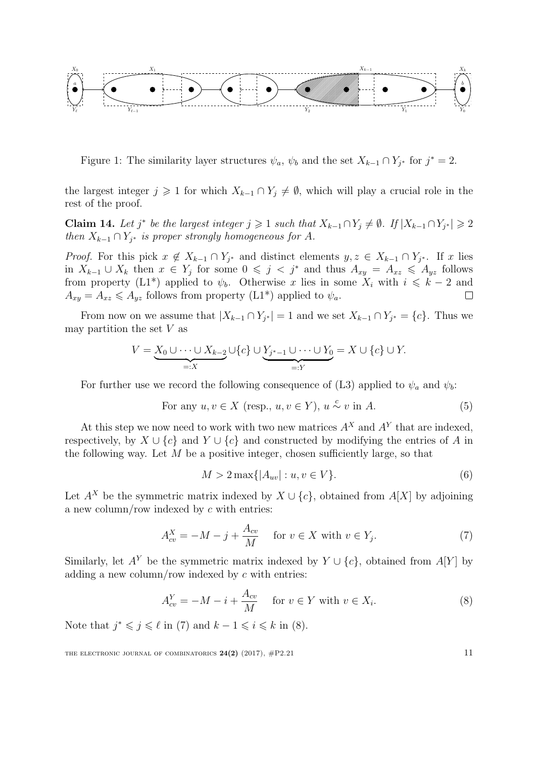Figure 1: The similarity layer structures $\psi_a$, $\psi_b$ and the set $X_{k-1} \cap Y_{j^*}$ for $j^* = 2$.

the largest integer $j \geqslant 1$ for which $X_{k-1} \cap Y_j \neq \emptyset$, which will play a crucial role in the rest of the proof.

**Claim 14.** *Let $j^*$ be the largest integer $j \geqslant 1$ such that $X_{k-1} \cap Y_j \neq \emptyset$. If $|X_{k-1} \cap Y_{j^*}| \geqslant 2$ then $X_{k-1} \cap Y_{j^*}$ is proper strongly homogeneous for $A$.*

*Proof.* For this pick $x \notin X_{k-1} \cap Y_{j^*}$ and distinct elements $y, z \in X_{k-1} \cap Y_{j^*}$. If $x$ lies in $X_{k-1} \cup X_k$ then $x \in Y_j$ for some $0 \leqslant j < j^*$ and thus $A_{xy} = A_{xz} \leqslant A_{yz}$ follows from property (L1*) applied to $\psi_b$. Otherwise $x$ lies in some $X_i$ with $i \leqslant k-2$ and $A_{xy} = A_{xz} \leqslant A_{yz}$ follows from property (L1*) applied to $\psi_a$. $\square$

From now on we assume that $|X_{k-1} \cap Y_{j^*}| = 1$ and we set $X_{k-1} \cap Y_{j^*} = \{c\}$. Thus we may partition the set $V$ as

$$V = \underbrace{X_0 \cup \cdots \cup X_{k-2}}_{=:X} \cup \{c\} \cup \underbrace{Y_{j^*-1} \cup \cdots \cup Y_0}_{=:Y} = X \cup \{c\} \cup Y.$$

For further use we record the following consequence of (L3) applied to $\psi_a$ and $\psi_b$:

$$\text{For any } u, v \in X \text{ (resp., } u, v \in Y\text{)}, \ u \overset{c}{\sim} v \text{ in } A. \tag{5}$$

At this step we now need to work with two new matrices $A^X$ and $A^Y$ that are indexed, respectively, by $X \cup \{c\}$ and $Y \cup \{c\}$ and constructed by modifying the entries of $A$ in the following way. Let $M$ be a positive integer, chosen sufficiently large, so that

$$M > 2 \max\{|A_{uv}| : u, v \in V\}. \tag{6}$$

Let $A^X$ be the symmetric matrix indexed by $X \cup \{c\}$, obtained from $A[X]$ by adjoining a new column/row indexed by $c$ with entries:

$$A^X_{cv} = -M - j + \frac{A_{cv}}{M} \quad \text{for } v \in X \text{ with } v \in Y_j. \tag{7}$$

Similarly, let $A^Y$ be the symmetric matrix indexed by $Y \cup \{c\}$, obtained from $A[Y]$ by adding a new column/row indexed by $c$ with entries:

$$A^Y_{cv} = -M - i + \frac{A_{cv}}{M} \quad \text{for } v \in Y \text{ with } v \in X_i. \tag{8}$$

Note that $j^* \leqslant j \leqslant \ell$ in (7) and $k-1 \leqslant i \leqslant k$ in (8).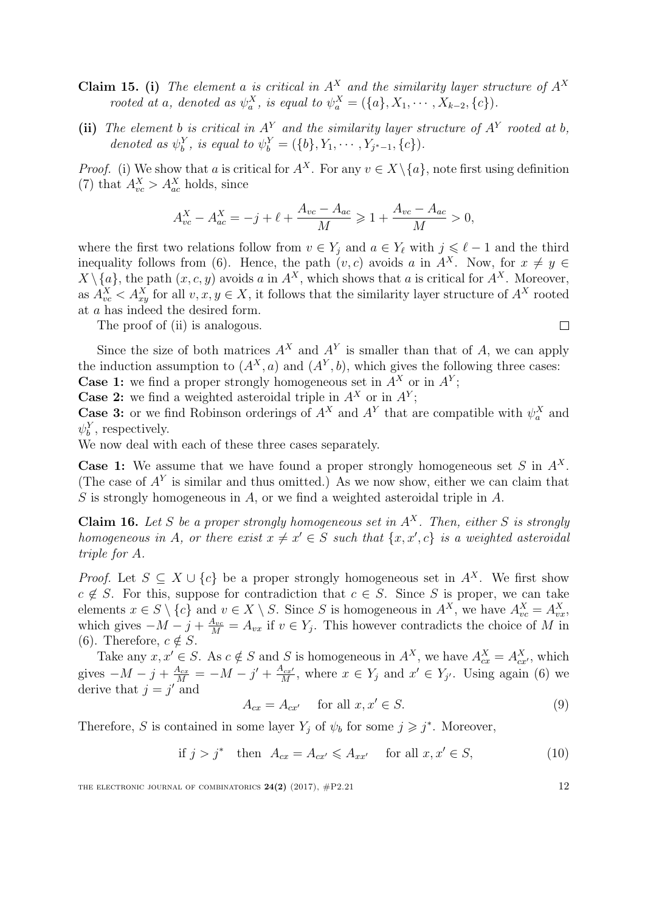**Claim 15.** **(i)** *The element $a$ is critical in $A^X$ and the similarity layer structure of $A^X$ rooted at $a$, denoted as $\psi_a^X$, is equal to $\psi_a^X = (\{a\}, X_1, \cdots, X_{k-2}, \{c\})$.*

**(ii)** *The element $b$ is critical in $A^Y$ and the similarity layer structure of $A^Y$ rooted at $b$, denoted as $\psi_b^Y$, is equal to $\psi_b^Y = (\{b\}, Y_1, \cdots, Y_{j^*-1}, \{c\})$.*

*Proof.* (i) We show that $a$ is critical for $A^X$. For any $v \in X \setminus \{a\}$, note first using definition (7) that $A^X_{vc} > A^X_{ac}$ holds, since

$$A^X_{vc} - A^X_{ac} = -j + \ell + \frac{A_{vc} - A_{ac}}{M} \geqslant 1 + \frac{A_{vc} - A_{ac}}{M} > 0,$$

where the first two relations follow from $v \in Y_j$ and $a \in Y_\ell$ with $j \leqslant \ell - 1$ and the third inequality follows from (6). Hence, the path $(v, c)$ avoids $a$ in $A^X$. Now, for $x \neq y \in X \setminus \{a\}$, the path $(x, c, y)$ avoids $a$ in $A^X$, which shows that $a$ is critical for $A^X$. Moreover, as $A^X_{vc} < A^X_{xy}$ for all $v, x, y \in X$, it follows that the similarity layer structure of $A^X$ rooted at $a$ has indeed the desired form.

The proof of (ii) is analogous. $\square$

Since the size of both matrices $A^X$ and $A^Y$ is smaller than that of $A$, we can apply the induction assumption to $(A^X, a)$ and $(A^Y, b)$, which gives the following three cases:
**Case 1:** we find a proper strongly homogeneous set in $A^X$ or in $A^Y$;
**Case 2:** we find a weighted asteroidal triple in $A^X$ or in $A^Y$;
**Case 3:** or we find Robinson orderings of $A^X$ and $A^Y$ that are compatible with $\psi_a^X$ and $\psi_b^Y$, respectively.
We now deal with each of these three cases separately.

**Case 1:** We assume that we have found a proper strongly homogeneous set $S$ in $A^X$. (The case of $A^Y$ is similar and thus omitted.) As we now show, either we can claim that $S$ is strongly homogeneous in $A$, or we find a weighted asteroidal triple in $A$.

**Claim 16.** *Let $S$ be a proper strongly homogeneous set in $A^X$. Then, either $S$ is strongly homogeneous in $A$, or there exist $x \neq x' \in S$ such that $\{x, x', c\}$ is a weighted asteroidal triple for $A$.*

*Proof.* Let $S \subseteq X \cup \{c\}$ be a proper strongly homogeneous set in $A^X$. We first show $c \notin S$. For this, suppose for contradiction that $c \in S$. Since $S$ is proper, we can take elements $x \in S \setminus \{c\}$ and $v \in X \setminus S$. Since $S$ is homogeneous in $A^X$, we have $A^X_{vc} = A^X_{vx}$, which gives $-M - j + \frac{A_{vc}}{M} = A_{vx}$ if $v \in Y_j$. This however contradicts the choice of $M$ in (6). Therefore, $c \notin S$.

Take any $x, x' \in S$. As $c \notin S$ and $S$ is homogeneous in $A^X$, we have $A^X_{cx} = A^X_{cx'}$, which gives $-M - j + \frac{A_{cx}}{M} = -M - j' + \frac{A_{cx'}}{M}$, where $x \in Y_j$ and $x' \in Y_{j'}$. Using again (6) we derive that $j = j'$ and

$$A_{cx} = A_{cx'} \quad \text{for all } x, x' \in S. \tag{9}$$

Therefore, $S$ is contained in some layer $Y_j$ of $\psi_b$ for some $j \geqslant j^*$. Moreover,

$$\text{if } j > j^* \quad \text{then} \quad A_{cx} = A_{cx'} \leqslant A_{xx'} \quad \text{for all } x, x' \in S, \tag{10}$$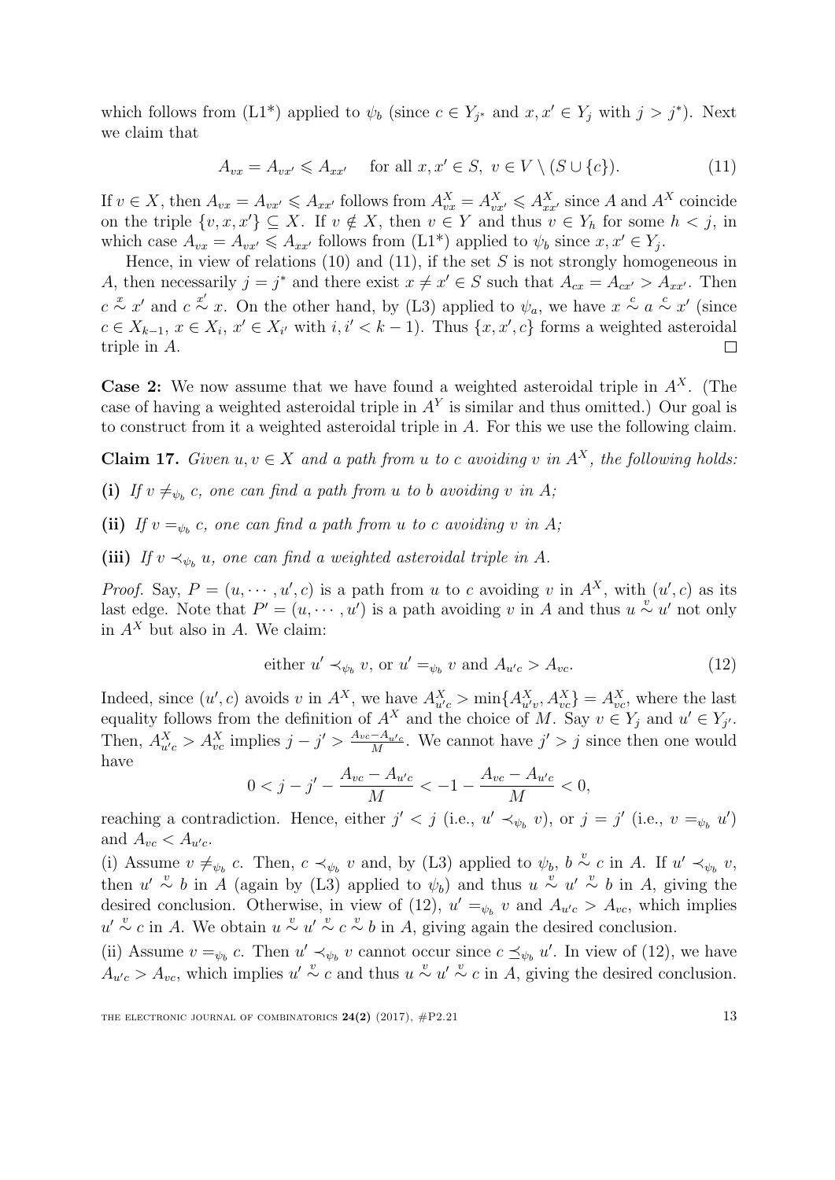which follows from (L1*) applied to $\psi_b$ (since $c \in Y_{j^*}$ and $x, x' \in Y_j$ with $j > j^*$). Next we claim that

$$A_{vx} = A_{vx'} \leqslant A_{xx'} \quad \text{for all } x, x' \in S,\ v \in V \setminus (S \cup \{c\}). \tag{11}$$

If $v \in X$, then $A_{vx} = A_{vx'} \leqslant A_{xx'}$ follows from $A^X_{vx} = A^X_{vx'} \leqslant A^X_{xx'}$ since $A$ and $A^X$ coincide on the triple $\{v, x, x'\} \subseteq X$. If $v \notin X$, then $v \in Y$ and thus $v \in Y_h$ for some $h < j$, in which case $A_{vx} = A_{vx'} \leqslant A_{xx'}$ follows from (L1*) applied to $\psi_b$ since $x, x' \in Y_j$.

Hence, in view of relations (10) and (11), if the set $S$ is not strongly homogeneous in $A$, then necessarily $j = j^*$ and there exist $x \neq x' \in S$ such that $A_{cx} = A_{cx'} > A_{xx'}$. Then $c \overset{x}{\sim} x'$ and $c \overset{x'}{\sim} x$. On the other hand, by (L3) applied to $\psi_a$, we have $x \overset{c}{\sim} a \overset{c}{\sim} x'$ (since $c \in X_{k-1}$, $x \in X_i$, $x' \in X_{i'}$ with $i, i' < k-1$). Thus $\{x, x', c\}$ forms a weighted asteroidal triple in $A$. $\square$

**Case 2:** We now assume that we have found a weighted asteroidal triple in $A^X$. (The case of having a weighted asteroidal triple in $A^Y$ is similar and thus omitted.) Our goal is to construct from it a weighted asteroidal triple in $A$. For this we use the following claim.

**Claim 17.** *Given $u, v \in X$ and a path from $u$ to $c$ avoiding $v$ in $A^X$, the following holds:*

**(i)** *If $v \neq_{\psi_b} c$, one can find a path from $u$ to $b$ avoiding $v$ in $A$;*

**(ii)** *If $v =_{\psi_b} c$, one can find a path from $u$ to $c$ avoiding $v$ in $A$;*

**(iii)** *If $v \prec_{\psi_b} u$, one can find a weighted asteroidal triple in $A$.*

*Proof.* Say, $P = (u, \cdots, u', c)$ is a path from $u$ to $c$ avoiding $v$ in $A^X$, with $(u', c)$ as its last edge. Note that $P' = (u, \cdots, u')$ is a path avoiding $v$ in $A$ and thus $u \overset{v}{\sim} u'$ not only in $A^X$ but also in $A$. We claim:

$$\text{either } u' \prec_{\psi_b} v, \text{ or } u' =_{\psi_b} v \text{ and } A_{u'c} > A_{vc}. \tag{12}$$

Indeed, since $(u', c)$ avoids $v$ in $A^X$, we have $A^X_{u'c} > \min\{A^X_{u'v}, A^X_{vc}\} = A^X_{vc}$, where the last equality follows from the definition of $A^X$ and the choice of $M$. Say $v \in Y_j$ and $u' \in Y_{j'}$. Then, $A^X_{u'c} > A^X_{vc}$ implies $j - j' > \frac{A_{vc} - A_{u'c}}{M}$. We cannot have $j' > j$ since then one would have

$$0 < j - j' - \frac{A_{vc} - A_{u'c}}{M} < -1 - \frac{A_{vc} - A_{u'c}}{M} < 0,$$

reaching a contradiction. Hence, either $j' < j$ (i.e., $u' \prec_{\psi_b} v$), or $j = j'$ (i.e., $v =_{\psi_b} u'$) and $A_{vc} < A_{u'c}$.

(i) Assume $v \neq_{\psi_b} c$. Then, $c \prec_{\psi_b} v$ and, by (L3) applied to $\psi_b$, $b \overset{v}{\sim} c$ in $A$. If $u' \prec_{\psi_b} v$, then $u' \overset{v}{\sim} b$ in $A$ (again by (L3) applied to $\psi_b$) and thus $u \overset{v}{\sim} u' \overset{v}{\sim} b$ in $A$, giving the desired conclusion. Otherwise, in view of (12), $u' =_{\psi_b} v$ and $A_{u'c} > A_{vc}$, which implies $u' \overset{v}{\sim} c$ in $A$. We obtain $u \overset{v}{\sim} u' \overset{v}{\sim} c \overset{v}{\sim} b$ in $A$, giving again the desired conclusion.

(ii) Assume $v =_{\psi_b} c$. Then $u' \prec_{\psi_b} v$ cannot occur since $c \preceq_{\psi_b} u'$. In view of (12), we have $A_{u'c} > A_{vc}$, which implies $u' \overset{v}{\sim} c$ and thus $u \overset{v}{\sim} u' \overset{v}{\sim} c$ in $A$, giving the desired conclusion.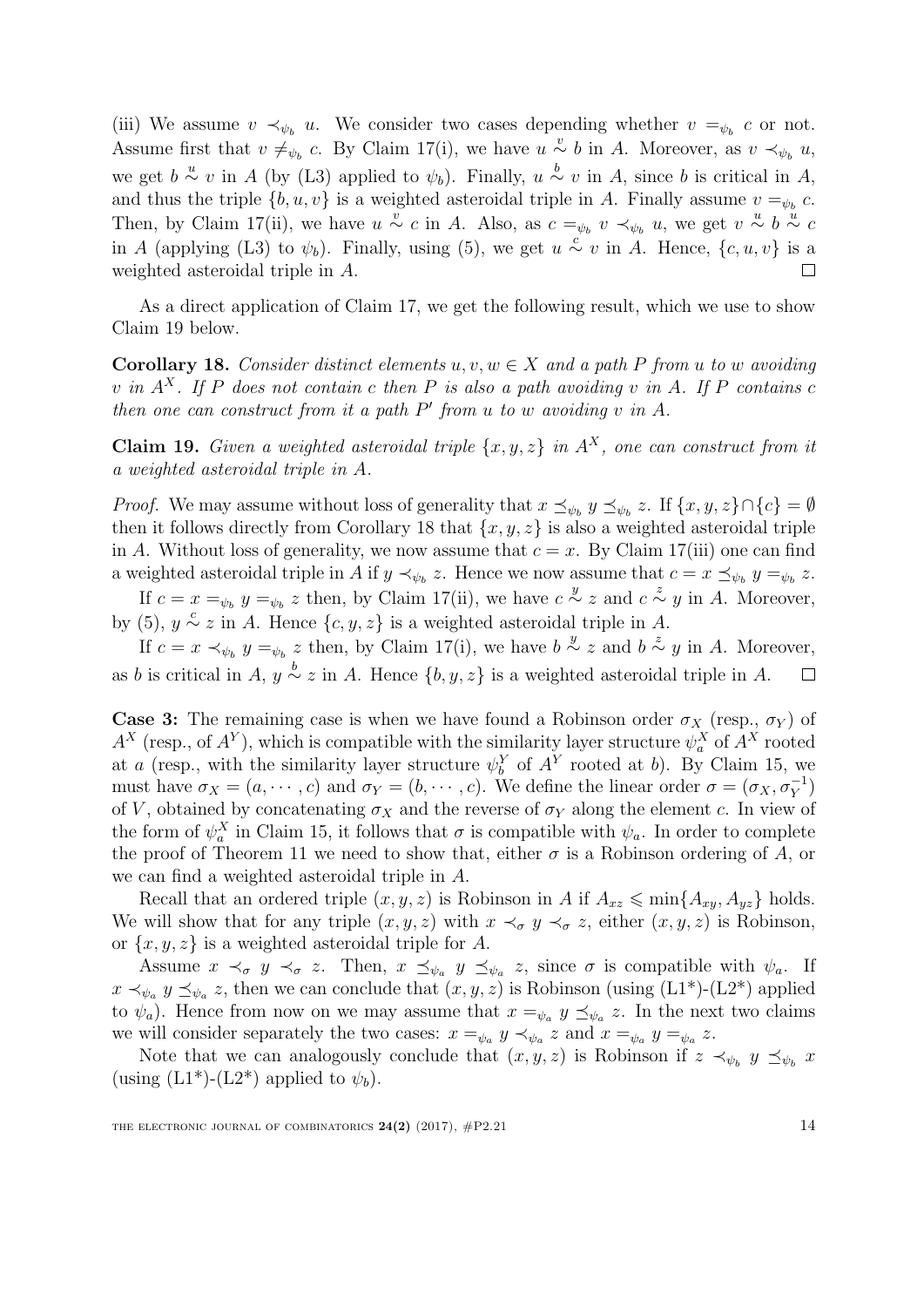(iii) We assume $v \prec_{\psi_b} u$. We consider two cases depending whether $v =_{\psi_b} c$ or not. Assume first that $v \neq_{\psi_b} c$. By Claim 17(i), we have $u \overset{v}{\sim} b$ in $A$. Moreover, as $v \prec_{\psi_b} u$, we get $b \overset{u}{\sim} v$ in $A$ (by (L3) applied to $\psi_b$). Finally, $u \overset{b}{\sim} v$ in $A$, since $b$ is critical in $A$, and thus the triple $\{b, u, v\}$ is a weighted asteroidal triple in $A$. Finally assume $v =_{\psi_b} c$. Then, by Claim 17(ii), we have $u \overset{v}{\sim} c$ in $A$. Also, as $c =_{\psi_b} v \prec_{\psi_b} u$, we get $v \overset{u}{\sim} b \overset{u}{\sim} c$ in $A$ (applying (L3) to $\psi_b$). Finally, using (5), we get $u \overset{c}{\sim} v$ in $A$. Hence, $\{c, u, v\}$ is a weighted asteroidal triple in $A$. □

As a direct application of Claim 17, we get the following result, which we use to show Claim 19 below.

**Corollary 18.** *Consider distinct elements $u, v, w \in X$ and a path $P$ from $u$ to $w$ avoiding $v$ in $A^X$. If $P$ does not contain $c$ then $P$ is also a path avoiding $v$ in $A$. If $P$ contains $c$ then one can construct from it a path $P'$ from $u$ to $w$ avoiding $v$ in $A$.*

**Claim 19.** *Given a weighted asteroidal triple $\{x, y, z\}$ in $A^X$, one can construct from it a weighted asteroidal triple in $A$.*

*Proof.* We may assume without loss of generality that $x \preceq_{\psi_b} y \preceq_{\psi_b} z$. If $\{x, y, z\} \cap \{c\} = \emptyset$ then it follows directly from Corollary 18 that $\{x, y, z\}$ is also a weighted asteroidal triple in $A$. Without loss of generality, we now assume that $c = x$. By Claim 17(iii) one can find a weighted asteroidal triple in $A$ if $y \prec_{\psi_b} z$. Hence we now assume that $c = x \preceq_{\psi_b} y =_{\psi_b} z$.

If $c = x =_{\psi_b} y =_{\psi_b} z$ then, by Claim 17(ii), we have $c \overset{y}{\sim} z$ and $c \overset{z}{\sim} y$ in $A$. Moreover, by (5), $y \overset{c}{\sim} z$ in $A$. Hence $\{c, y, z\}$ is a weighted asteroidal triple in $A$.

If $c = x \prec_{\psi_b} y =_{\psi_b} z$ then, by Claim 17(i), we have $b \overset{y}{\sim} z$ and $b \overset{z}{\sim} y$ in $A$. Moreover, as $b$ is critical in $A$, $y \overset{b}{\sim} z$ in $A$. Hence $\{b, y, z\}$ is a weighted asteroidal triple in $A$. □

**Case 3:** The remaining case is when we have found a Robinson order $\sigma_X$ (resp., $\sigma_Y$) of $A^X$ (resp., of $A^Y$), which is compatible with the similarity layer structure $\psi_a^X$ of $A^X$ rooted at $a$ (resp., with the similarity layer structure $\psi_b^Y$ of $A^Y$ rooted at $b$). By Claim 15, we must have $\sigma_X = (a, \cdots, c)$ and $\sigma_Y = (b, \cdots, c)$. We define the linear order $\sigma = (\sigma_X, \sigma_Y^{-1})$ of $V$, obtained by concatenating $\sigma_X$ and the reverse of $\sigma_Y$ along the element $c$. In view of the form of $\psi_a^X$ in Claim 15, it follows that $\sigma$ is compatible with $\psi_a$. In order to complete the proof of Theorem 11 we need to show that, either $\sigma$ is a Robinson ordering of $A$, or we can find a weighted asteroidal triple in $A$.

Recall that an ordered triple $(x, y, z)$ is Robinson in $A$ if $A_{xz} \leqslant \min\{A_{xy}, A_{yz}\}$ holds. We will show that for any triple $(x, y, z)$ with $x \prec_\sigma y \prec_\sigma z$, either $(x, y, z)$ is Robinson, or $\{x, y, z\}$ is a weighted asteroidal triple for $A$.

Assume $x \prec_\sigma y \prec_\sigma z$. Then, $x \preceq_{\psi_a} y \preceq_{\psi_a} z$, since $\sigma$ is compatible with $\psi_a$. If $x \prec_{\psi_a} y \preceq_{\psi_a} z$, then we can conclude that $(x, y, z)$ is Robinson (using (L1*)-(L2*) applied to $\psi_a$). Hence from now on we may assume that $x =_{\psi_a} y \preceq_{\psi_a} z$. In the next two claims we will consider separately the two cases: $x =_{\psi_a} y \prec_{\psi_a} z$ and $x =_{\psi_a} y =_{\psi_a} z$.

Note that we can analogously conclude that $(x, y, z)$ is Robinson if $z \prec_{\psi_b} y \preceq_{\psi_b} x$ (using (L1*)-(L2*) applied to $\psi_b$).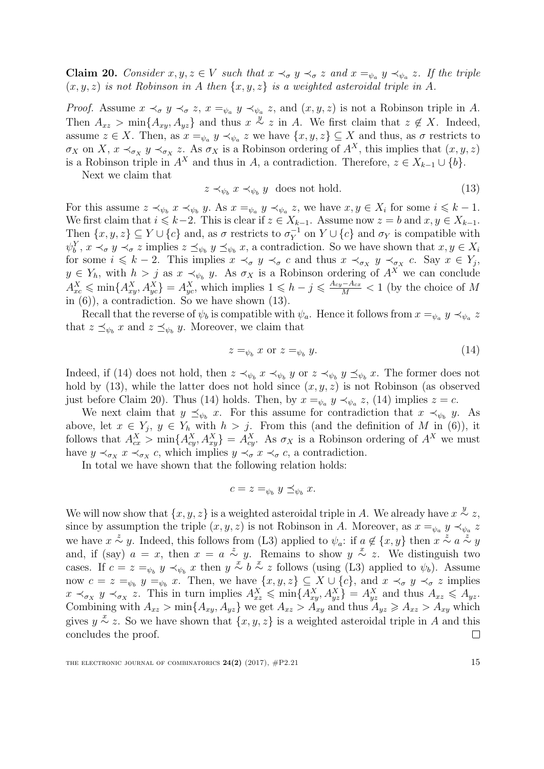**Claim 20.** *Consider $x, y, z \in V$ such that $x \prec_\sigma y \prec_\sigma z$ and $x =_{\psi_a} y \prec_{\psi_a} z$. If the triple $(x, y, z)$ is not Robinson in $A$ then $\{x, y, z\}$ is a weighted asteroidal triple in $A$.*

*Proof.* Assume $x \prec_\sigma y \prec_\sigma z$, $x =_{\psi_a} y \prec_{\psi_a} z$, and $(x, y, z)$ is not a Robinson triple in $A$. Then $A_{xz} > \min\{A_{xy}, A_{yz}\}$ and thus $x \overset{y}{\sim} z$ in $A$. We first claim that $z \notin X$. Indeed, assume $z \in X$. Then, as $x =_{\psi_a} y \prec_{\psi_a} z$ we have $\{x, y, z\} \subseteq X$ and thus, as $\sigma$ restricts to $\sigma_X$ on $X$, $x \prec_{\sigma_X} y \prec_{\sigma_X} z$. As $\sigma_X$ is a Robinson ordering of $A^X$, this implies that $(x, y, z)$ is a Robinson triple in $A^X$ and thus in $A$, a contradiction. Therefore, $z \in X_{k-1} \cup \{b\}$.

Next we claim that

$$z \prec_{\psi_b} x \prec_{\psi_b} y \text{ does not hold.} \tag{13}$$

For this assume $z \prec_{\psi_b} x \prec_{\psi_b} y$. As $x =_{\psi_a} y \prec_{\psi_a} z$, we have $x, y \in X_i$ for some $i \leqslant k-1$. We first claim that $i \leqslant k-2$. This is clear if $z \in X_{k-1}$. Assume now $z = b$ and $x, y \in X_{k-1}$. Then $\{x, y, z\} \subseteq Y \cup \{c\}$ and, as $\sigma$ restricts to $\sigma_Y^{-1}$ on $Y \cup \{c\}$ and $\sigma_Y$ is compatible with $\psi_b^Y$, $x \prec_\sigma y \prec_\sigma z$ implies $z \preceq_{\psi_b} y \preceq_{\psi_b} x$, a contradiction. So we have shown that $x, y \in X_i$ for some $i \leqslant k-2$. This implies $x \prec_\sigma y \prec_\sigma c$ and thus $x \prec_{\sigma_X} y \prec_{\sigma_X} c$. Say $x \in Y_j$, $y \in Y_h$, with $h > j$ as $x \prec_{\psi_b} y$. As $\sigma_X$ is a Robinson ordering of $A^X$ we can conclude $A^X_{xc} \leqslant \min\{A^X_{xy}, A^X_{yc}\} = A^X_{yc}$, which implies $1 \leqslant h - j \leqslant \frac{A_{cy} - A_{cx}}{M} < 1$ (by the choice of $M$ in (6)), a contradiction. So we have shown (13).

Recall that the reverse of $\psi_b$ is compatible with $\psi_a$. Hence it follows from $x =_{\psi_a} y \prec_{\psi_a} z$ that $z \preceq_{\psi_b} x$ and $z \preceq_{\psi_b} y$. Moreover, we claim that

$$z =_{\psi_b} x \text{ or } z =_{\psi_b} y. \tag{14}$$

Indeed, if (14) does not hold, then $z \prec_{\psi_b} x \prec_{\psi_b} y$ or $z \prec_{\psi_b} y \preceq_{\psi_b} x$. The former does not hold by (13), while the latter does not hold since $(x, y, z)$ is not Robinson (as observed just before Claim 20). Thus (14) holds. Then, by $x =_{\psi_a} y \prec_{\psi_a} z$, (14) implies $z = c$.

We next claim that $y \preceq_{\psi_b} x$. For this assume for contradiction that $x \prec_{\psi_b} y$. As above, let $x \in Y_j$, $y \in Y_h$ with $h > j$. From this (and the definition of $M$ in (6)), it follows that $A^X_{cx} > \min\{A^X_{cy}, A^X_{xy}\} = A^X_{cy}$. As $\sigma_X$ is a Robinson ordering of $A^X$ we must have $y \prec_{\sigma_X} x \prec_{\sigma_X} c$, which implies $y \prec_\sigma x \prec_\sigma c$, a contradiction.

In total we have shown that the following relation holds:

$$c = z =_{\psi_b} y \preceq_{\psi_b} x.$$

We will now show that $\{x, y, z\}$ is a weighted asteroidal triple in $A$. We already have $x \overset{y}{\sim} z$, since by assumption the triple $(x, y, z)$ is not Robinson in $A$. Moreover, as $x =_{\psi_a} y \prec_{\psi_a} z$ we have $x \overset{z}{\sim} y$. Indeed, this follows from (L3) applied to $\psi_a$: if $a \notin \{x, y\}$ then $x \overset{z}{\sim} a \overset{z}{\sim} y$ and, if (say) $a = x$, then $x = a \overset{z}{\sim} y$. Remains to show $y \overset{x}{\sim} z$. We distinguish two cases. If $c = z =_{\psi_b} y \prec_{\psi_b} x$ then $y \overset{x}{\sim} b \overset{x}{\sim} z$ follows (using (L3) applied to $\psi_b$). Assume now $c = z =_{\psi_b} y =_{\psi_b} x$. Then, we have $\{x, y, z\} \subseteq X \cup \{c\}$, and $x \prec_\sigma y \prec_\sigma z$ implies $x \prec_{\sigma_X} y \prec_{\sigma_X} z$. This in turn implies $A^X_{xz} \leqslant \min\{A^X_{xy}, A^X_{yz}\} = A^X_{yz}$ and thus $A_{xz} \leqslant A_{yz}$. Combining with $A_{xz} > \min\{A_{xy}, A_{yz}\}$ we get $A_{xz} > A_{xy}$ and thus $A_{yz} \geqslant A_{xz} > A_{xy}$ which gives $y \overset{x}{\sim} z$. So we have shown that $\{x, y, z\}$ is a weighted asteroidal triple in $A$ and this concludes the proof. $\square$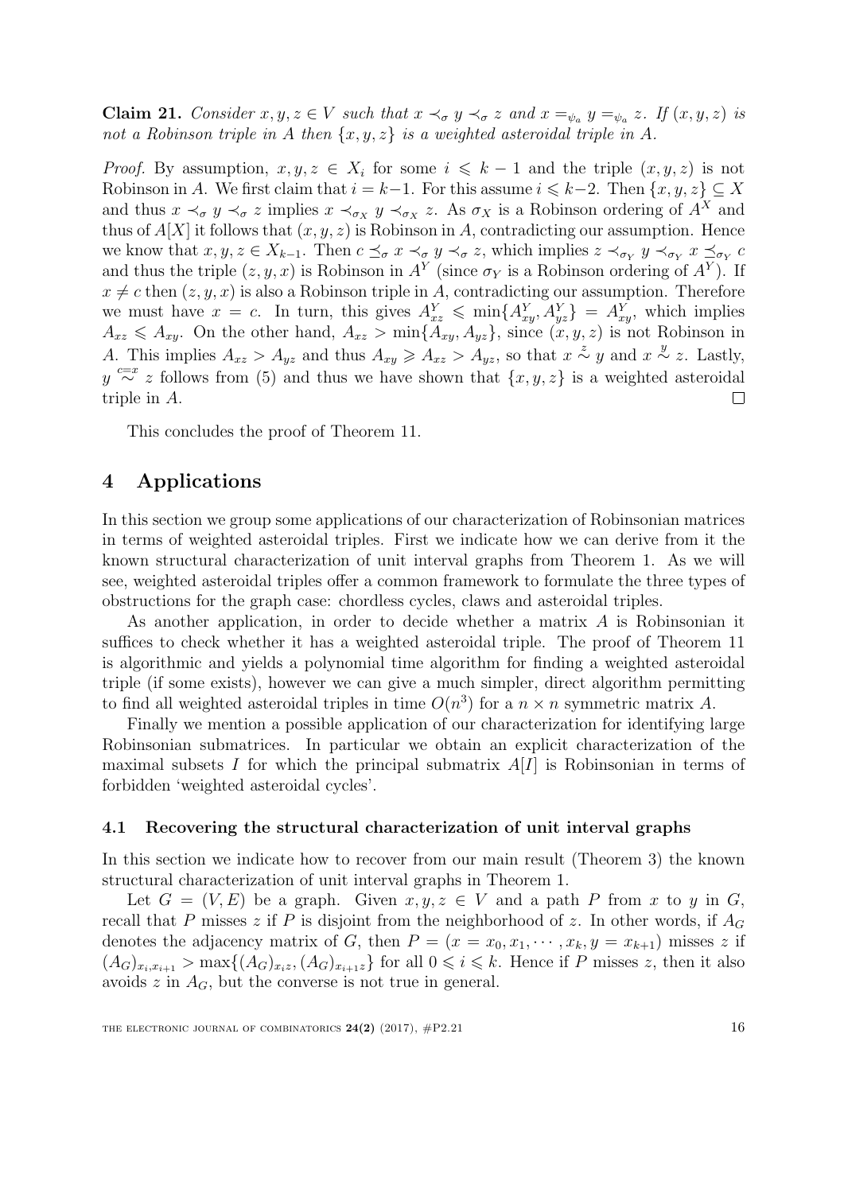**Claim 21.** *Consider $x, y, z \in V$ such that $x \prec_\sigma y \prec_\sigma z$ and $x =_{\psi_a} y =_{\psi_a} z$. If $(x, y, z)$ is not a Robinson triple in $A$ then $\{x, y, z\}$ is a weighted asteroidal triple in $A$.*

*Proof.* By assumption, $x, y, z \in X_i$ for some $i \leqslant k-1$ and the triple $(x, y, z)$ is not Robinson in $A$. We first claim that $i = k-1$. For this assume $i \leqslant k-2$. Then $\{x, y, z\} \subseteq X$ and thus $x \prec_\sigma y \prec_\sigma z$ implies $x \prec_{\sigma_X} y \prec_{\sigma_X} z$. As $\sigma_X$ is a Robinson ordering of $A^X$ and thus of $A[X]$ it follows that $(x, y, z)$ is Robinson in $A$, contradicting our assumption. Hence we know that $x, y, z \in X_{k-1}$. Then $c \preceq_\sigma x \prec_\sigma y \prec_\sigma z$, which implies $z \prec_{\sigma_Y} y \prec_{\sigma_Y} x \preceq_{\sigma_Y} c$ and thus the triple $(z, y, x)$ is Robinson in $A^Y$ (since $\sigma_Y$ is a Robinson ordering of $A^Y$). If $x \neq c$ then $(z, y, x)$ is also a Robinson triple in $A$, contradicting our assumption. Therefore we must have $x = c$. In turn, this gives $A^Y_{xz} \leqslant \min\{A^Y_{xy}, A^Y_{yz}\} = A^Y_{xy}$, which implies $A_{xz} \leqslant A_{xy}$. On the other hand, $A_{xz} > \min\{A_{xy}, A_{yz}\}$, since $(x, y, z)$ is not Robinson in $A$. This implies $A_{xz} > A_{yz}$ and thus $A_{xy} \geqslant A_{xz} > A_{yz}$, so that $x \overset{z}{\sim} y$ and $x \overset{y}{\sim} z$. Lastly, $y \overset{c=x}{\sim} z$ follows from (5) and thus we have shown that $\{x, y, z\}$ is a weighted asteroidal triple in $A$. $\square$

This concludes the proof of Theorem 11.

## 4 Applications

In this section we group some applications of our characterization of Robinsonian matrices in terms of weighted asteroidal triples. First we indicate how we can derive from it the known structural characterization of unit interval graphs from Theorem 1. As we will see, weighted asteroidal triples offer a common framework to formulate the three types of obstructions for the graph case: chordless cycles, claws and asteroidal triples.

As another application, in order to decide whether a matrix $A$ is Robinsonian it suffices to check whether it has a weighted asteroidal triple. The proof of Theorem 11 is algorithmic and yields a polynomial time algorithm for finding a weighted asteroidal triple (if some exists), however we can give a much simpler, direct algorithm permitting to find all weighted asteroidal triples in time $O(n^3)$ for a $n \times n$ symmetric matrix $A$.

Finally we mention a possible application of our characterization for identifying large Robinsonian submatrices. In particular we obtain an explicit characterization of the maximal subsets $I$ for which the principal submatrix $A[I]$ is Robinsonian in terms of forbidden 'weighted asteroidal cycles'.

### 4.1 Recovering the structural characterization of unit interval graphs

In this section we indicate how to recover from our main result (Theorem 3) the known structural characterization of unit interval graphs in Theorem 1.

Let $G = (V, E)$ be a graph. Given $x, y, z \in V$ and a path $P$ from $x$ to $y$ in $G$, recall that $P$ misses $z$ if $P$ is disjoint from the neighborhood of $z$. In other words, if $A_G$ denotes the adjacency matrix of $G$, then $P = (x = x_0, x_1, \cdots, x_k, y = x_{k+1})$ misses $z$ if $(A_G)_{x_i, x_{i+1}} > \max\{(A_G)_{x_i z}, (A_G)_{x_{i+1} z}\}$ for all $0 \leqslant i \leqslant k$. Hence if $P$ misses $z$, then it also avoids $z$ in $A_G$, but the converse is not true in general.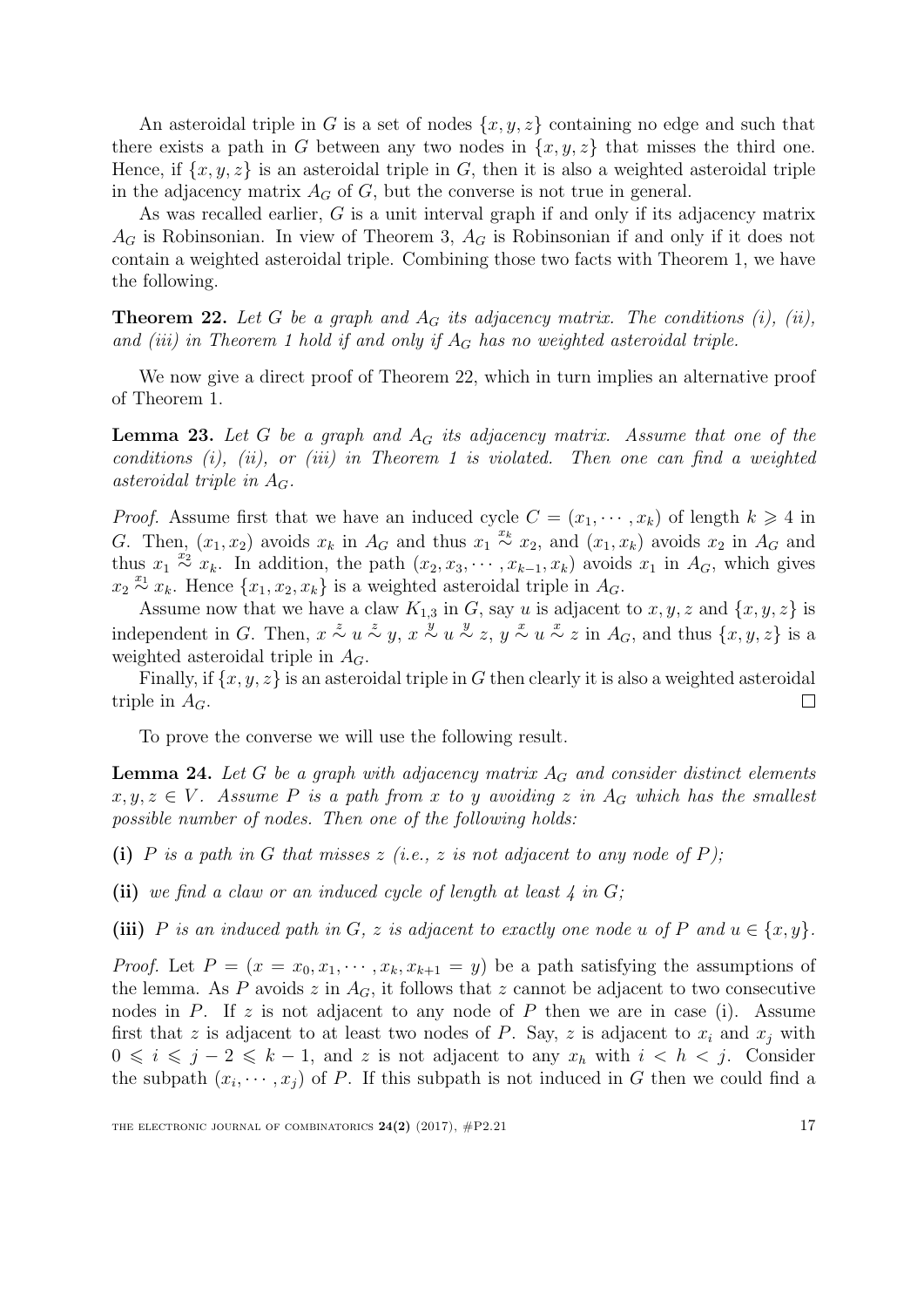An asteroidal triple in $G$ is a set of nodes $\{x, y, z\}$ containing no edge and such that there exists a path in $G$ between any two nodes in $\{x, y, z\}$ that misses the third one. Hence, if $\{x, y, z\}$ is an asteroidal triple in $G$, then it is also a weighted asteroidal triple in the adjacency matrix $A_G$ of $G$, but the converse is not true in general.

As was recalled earlier, $G$ is a unit interval graph if and only if its adjacency matrix $A_G$ is Robinsonian. In view of Theorem 3, $A_G$ is Robinsonian if and only if it does not contain a weighted asteroidal triple. Combining those two facts with Theorem 1, we have the following.

**Theorem 22.** *Let $G$ be a graph and $A_G$ its adjacency matrix. The conditions (i), (ii), and (iii) in Theorem 1 hold if and only if $A_G$ has no weighted asteroidal triple.*

We now give a direct proof of Theorem 22, which in turn implies an alternative proof of Theorem 1.

**Lemma 23.** *Let $G$ be a graph and $A_G$ its adjacency matrix. Assume that one of the conditions (i), (ii), or (iii) in Theorem 1 is violated. Then one can find a weighted asteroidal triple in $A_G$.*

*Proof.* Assume first that we have an induced cycle $C = (x_1, \cdots, x_k)$ of length $k \geqslant 4$ in $G$. Then, $(x_1, x_2)$ avoids $x_k$ in $A_G$ and thus $x_1 \overset{x_k}{\sim} x_2$, and $(x_1, x_k)$ avoids $x_2$ in $A_G$ and thus $x_1 \overset{x_2}{\sim} x_k$. In addition, the path $(x_2, x_3, \cdots, x_{k-1}, x_k)$ avoids $x_1$ in $A_G$, which gives $x_2 \overset{x_1}{\sim} x_k$. Hence $\{x_1, x_2, x_k\}$ is a weighted asteroidal triple in $A_G$.

Assume now that we have a claw $K_{1,3}$ in $G$, say $u$ is adjacent to $x, y, z$ and $\{x, y, z\}$ is independent in $G$. Then, $x \overset{z}{\sim} u \overset{z}{\sim} y$, $x \overset{y}{\sim} u \overset{y}{\sim} z$, $y \overset{x}{\sim} u \overset{x}{\sim} z$ in $A_G$, and thus $\{x, y, z\}$ is a weighted asteroidal triple in $A_G$.

Finally, if $\{x, y, z\}$ is an asteroidal triple in $G$ then clearly it is also a weighted asteroidal triple in $A_G$. $\square$

To prove the converse we will use the following result.

**Lemma 24.** *Let $G$ be a graph with adjacency matrix $A_G$ and consider distinct elements $x, y, z \in V$. Assume $P$ is a path from $x$ to $y$ avoiding $z$ in $A_G$ which has the smallest possible number of nodes. Then one of the following holds:*

**(i)** *$P$ is a path in $G$ that misses $z$ (i.e., $z$ is not adjacent to any node of $P$);*

**(ii)** *we find a claw or an induced cycle of length at least 4 in $G$;*

**(iii)** *$P$ is an induced path in $G$, $z$ is adjacent to exactly one node $u$ of $P$ and $u \in \{x, y\}$.*

*Proof.* Let $P = (x = x_0, x_1, \cdots, x_k, x_{k+1} = y)$ be a path satisfying the assumptions of the lemma. As $P$ avoids $z$ in $A_G$, it follows that $z$ cannot be adjacent to two consecutive nodes in $P$. If $z$ is not adjacent to any node of $P$ then we are in case (i). Assume first that $z$ is adjacent to at least two nodes of $P$. Say, $z$ is adjacent to $x_i$ and $x_j$ with $0 \leqslant i \leqslant j - 2 \leqslant k - 1$, and $z$ is not adjacent to any $x_h$ with $i < h < j$. Consider the subpath $(x_i, \cdots, x_j)$ of $P$. If this subpath is not induced in $G$ then we could find a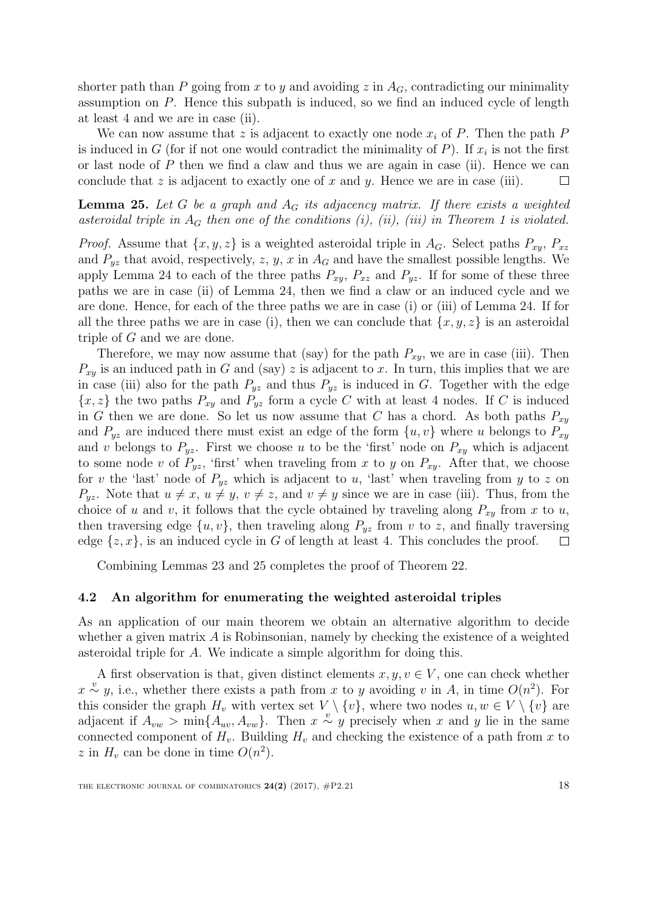shorter path than $P$ going from $x$ to $y$ and avoiding $z$ in $A_G$, contradicting our minimality assumption on $P$. Hence this subpath is induced, so we find an induced cycle of length at least 4 and we are in case (ii).

We can now assume that $z$ is adjacent to exactly one node $x_i$ of $P$. Then the path $P$ is induced in $G$ (for if not one would contradict the minimality of $P$). If $x_i$ is not the first or last node of $P$ then we find a claw and thus we are again in case (ii). Hence we can conclude that $z$ is adjacent to exactly one of $x$ and $y$. Hence we are in case (iii). $\square$

**Lemma 25.** *Let $G$ be a graph and $A_G$ its adjacency matrix. If there exists a weighted asteroidal triple in $A_G$ then one of the conditions (i), (ii), (iii) in Theorem 1 is violated.*

*Proof.* Assume that $\{x, y, z\}$ is a weighted asteroidal triple in $A_G$. Select paths $P_{xy}$, $P_{xz}$ and $P_{yz}$ that avoid, respectively, $z$, $y$, $x$ in $A_G$ and have the smallest possible lengths. We apply Lemma 24 to each of the three paths $P_{xy}$, $P_{xz}$ and $P_{yz}$. If for some of these three paths we are in case (ii) of Lemma 24, then we find a claw or an induced cycle and we are done. Hence, for each of the three paths we are in case (i) or (iii) of Lemma 24. If for all the three paths we are in case (i), then we can conclude that $\{x, y, z\}$ is an asteroidal triple of $G$ and we are done.

Therefore, we may now assume that (say) for the path $P_{xy}$, we are in case (iii). Then $P_{xy}$ is an induced path in $G$ and (say) $z$ is adjacent to $x$. In turn, this implies that we are in case (iii) also for the path $P_{yz}$ and thus $P_{yz}$ is induced in $G$. Together with the edge $\{x, z\}$ the two paths $P_{xy}$ and $P_{yz}$ form a cycle $C$ with at least 4 nodes. If $C$ is induced in $G$ then we are done. So let us now assume that $C$ has a chord. As both paths $P_{xy}$ and $P_{yz}$ are induced there must exist an edge of the form $\{u, v\}$ where $u$ belongs to $P_{xy}$ and $v$ belongs to $P_{yz}$. First we choose $u$ to be the 'first' node on $P_{xy}$ which is adjacent to some node $v$ of $P_{yz}$, 'first' when traveling from $x$ to $y$ on $P_{xy}$. After that, we choose for $v$ the 'last' node of $P_{yz}$ which is adjacent to $u$, 'last' when traveling from $y$ to $z$ on $P_{yz}$. Note that $u \neq x$, $u \neq y$, $v \neq z$, and $v \neq y$ since we are in case (iii). Thus, from the choice of $u$ and $v$, it follows that the cycle obtained by traveling along $P_{xy}$ from $x$ to $u$, then traversing edge $\{u, v\}$, then traveling along $P_{yz}$ from $v$ to $z$, and finally traversing edge $\{z, x\}$, is an induced cycle in $G$ of length at least 4. This concludes the proof. $\square$

Combining Lemmas 23 and 25 completes the proof of Theorem 22.

### 4.2 An algorithm for enumerating the weighted asteroidal triples

As an application of our main theorem we obtain an alternative algorithm to decide whether a given matrix $A$ is Robinsonian, namely by checking the existence of a weighted asteroidal triple for $A$. We indicate a simple algorithm for doing this.

A first observation is that, given distinct elements $x, y, v \in V$, one can check whether $x \overset{v}{\sim} y$, i.e., whether there exists a path from $x$ to $y$ avoiding $v$ in $A$, in time $O(n^2)$. For this consider the graph $H_v$ with vertex set $V \setminus \{v\}$, where two nodes $u, w \in V \setminus \{v\}$ are adjacent if $A_{vw} > \min\{A_{uv}, A_{vw}\}$. Then $x \overset{v}{\sim} y$ precisely when $x$ and $y$ lie in the same connected component of $H_v$. Building $H_v$ and checking the existence of a path from $x$ to $z$ in $H_v$ can be done in time $O(n^2)$.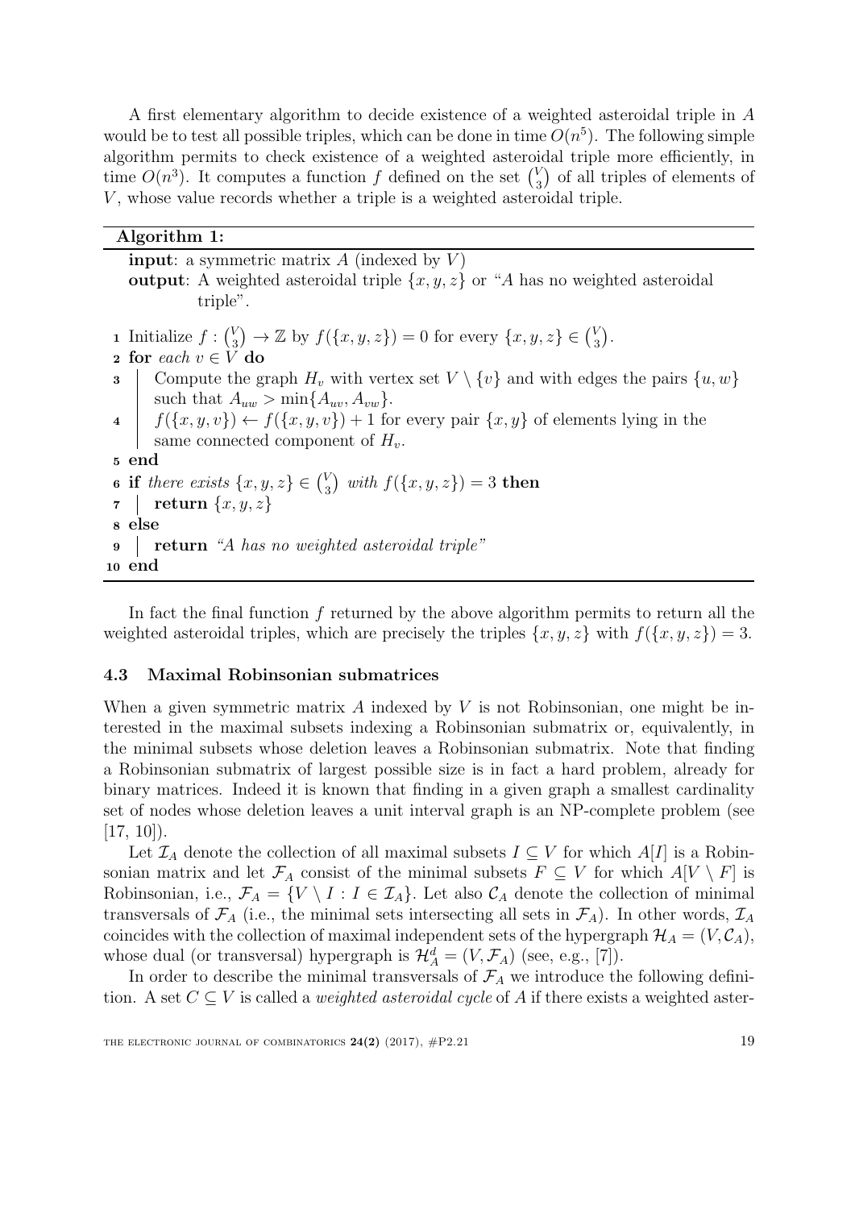A first elementary algorithm to decide existence of a weighted asteroidal triple in $A$ would be to test all possible triples, which can be done in time $O(n^5)$. The following simple algorithm permits to check existence of a weighted asteroidal triple more efficiently, in time $O(n^3)$. It computes a function $f$ defined on the set $\binom{V}{3}$ of all triples of elements of $V$, whose value records whether a triple is a weighted asteroidal triple.

**Algorithm 1:**

**input**: a symmetric matrix $A$ (indexed by $V$)

**output**: A weighted asteroidal triple $\{x, y, z\}$ or "$A$ has no weighted asteroidal triple".

```
1  Initialize f : (V choose 3) → ℤ by f({x, y, z}) = 0 for every {x, y, z} ∈ (V choose 3).
2  for each v ∈ V do
3      Compute the graph H_v with vertex set V \ {v} and with edges the pairs {u, w}
       such that A_uw > min{A_uv, A_vw}.
4      f({x, y, v}) ← f({x, y, v}) + 1 for every pair {x, y} of elements lying in the
       same connected component of H_v.
5  end
6  if there exists {x, y, z} ∈ (V choose 3) with f({x, y, z}) = 3 then
7      return {x, y, z}
8  else
9      return "A has no weighted asteroidal triple"
10 end
```

In fact the final function $f$ returned by the above algorithm permits to return all the weighted asteroidal triples, which are precisely the triples $\{x, y, z\}$ with $f(\{x, y, z\}) = 3$.

### 4.3 Maximal Robinsonian submatrices

When a given symmetric matrix $A$ indexed by $V$ is not Robinsonian, one might be interested in the maximal subsets indexing a Robinsonian submatrix or, equivalently, in the minimal subsets whose deletion leaves a Robinsonian submatrix. Note that finding a Robinsonian submatrix of largest possible size is in fact a hard problem, already for binary matrices. Indeed it is known that finding in a given graph a smallest cardinality set of nodes whose deletion leaves a unit interval graph is an NP-complete problem (see [17, 10]).

Let $\mathcal{I}_A$ denote the collection of all maximal subsets $I \subseteq V$ for which $A[I]$ is a Robinsonian matrix and let $\mathcal{F}_A$ consist of the minimal subsets $F \subseteq V$ for which $A[V \setminus F]$ is Robinsonian, i.e., $\mathcal{F}_A = \{V \setminus I : I \in \mathcal{I}_A\}$. Let also $\mathcal{C}_A$ denote the collection of minimal transversals of $\mathcal{F}_A$ (i.e., the minimal sets intersecting all sets in $\mathcal{F}_A$). In other words, $\mathcal{I}_A$ coincides with the collection of maximal independent sets of the hypergraph $\mathcal{H}_A = (V, \mathcal{C}_A)$, whose dual (or transversal) hypergraph is $\mathcal{H}_A^d = (V, \mathcal{F}_A)$ (see, e.g., [7]).

In order to describe the minimal transversals of $\mathcal{F}_A$ we introduce the following definition. A set $C \subseteq V$ is called a *weighted asteroidal cycle* of $A$ if there exists a weighted aster-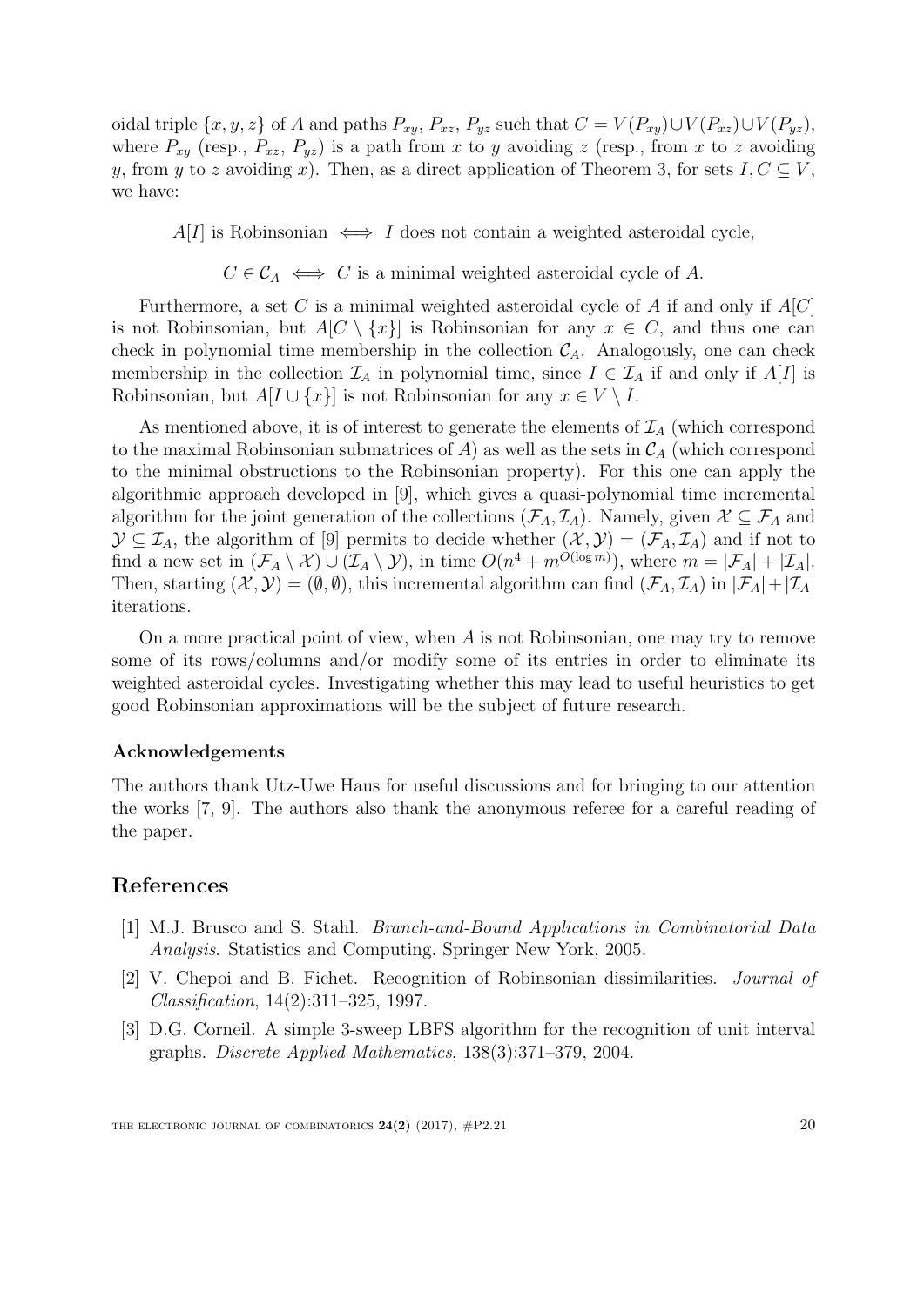oidal triple $\{x, y, z\}$ of $A$ and paths $P_{xy}$, $P_{xz}$, $P_{yz}$ such that $C = V(P_{xy}) \cup V(P_{xz}) \cup V(P_{yz})$, where $P_{xy}$ (resp., $P_{xz}$, $P_{yz}$) is a path from $x$ to $y$ avoiding $z$ (resp., from $x$ to $z$ avoiding $y$, from $y$ to $z$ avoiding $x$). Then, as a direct application of Theorem 3, for sets $I, C \subseteq V$, we have:

$$A[I] \text{ is Robinsonian } \iff I \text{ does not contain a weighted asteroidal cycle,}$$

$$C \in \mathcal{C}_A \iff C \text{ is a minimal weighted asteroidal cycle of } A.$$

Furthermore, a set $C$ is a minimal weighted asteroidal cycle of $A$ if and only if $A[C]$ is not Robinsonian, but $A[C \setminus \{x\}]$ is Robinsonian for any $x \in C$, and thus one can check in polynomial time membership in the collection $\mathcal{C}_A$. Analogously, one can check membership in the collection $\mathcal{I}_A$ in polynomial time, since $I \in \mathcal{I}_A$ if and only if $A[I]$ is Robinsonian, but $A[I \cup \{x\}]$ is not Robinsonian for any $x \in V \setminus I$.

As mentioned above, it is of interest to generate the elements of $\mathcal{I}_A$ (which correspond to the maximal Robinsonian submatrices of $A$) as well as the sets in $\mathcal{C}_A$ (which correspond to the minimal obstructions to the Robinsonian property). For this one can apply the algorithmic approach developed in [9], which gives a quasi-polynomial time incremental algorithm for the joint generation of the collections $(\mathcal{F}_A, \mathcal{I}_A)$. Namely, given $\mathcal{X} \subseteq \mathcal{F}_A$ and $\mathcal{Y} \subseteq \mathcal{I}_A$, the algorithm of [9] permits to decide whether $(\mathcal{X}, \mathcal{Y}) = (\mathcal{F}_A, \mathcal{I}_A)$ and if not to find a new set in $(\mathcal{F}_A \setminus \mathcal{X}) \cup (\mathcal{I}_A \setminus \mathcal{Y})$, in time $O(n^4 + m^{O(\log m)})$, where $m = |\mathcal{F}_A| + |\mathcal{I}_A|$. Then, starting $(\mathcal{X}, \mathcal{Y}) = (\emptyset, \emptyset)$, this incremental algorithm can find $(\mathcal{F}_A, \mathcal{I}_A)$ in $|\mathcal{F}_A| + |\mathcal{I}_A|$ iterations.

On a more practical point of view, when $A$ is not Robinsonian, one may try to remove some of its rows/columns and/or modify some of its entries in order to eliminate its weighted asteroidal cycles. Investigating whether this may lead to useful heuristics to get good Robinsonian approximations will be the subject of future research.

### Acknowledgements

The authors thank Utz-Uwe Haus for useful discussions and for bringing to our attention the works [7, 9]. The authors also thank the anonymous referee for a careful reading of the paper.

## References

[1] M.J. Brusco and S. Stahl. *Branch-and-Bound Applications in Combinatorial Data Analysis*. Statistics and Computing. Springer New York, 2005.

[2] V. Chepoi and B. Fichet. Recognition of Robinsonian dissimilarities. *Journal of Classification*, 14(2):311–325, 1997.

[3] D.G. Corneil. A simple 3-sweep LBFS algorithm for the recognition of unit interval graphs. *Discrete Applied Mathematics*, 138(3):371–379, 2004.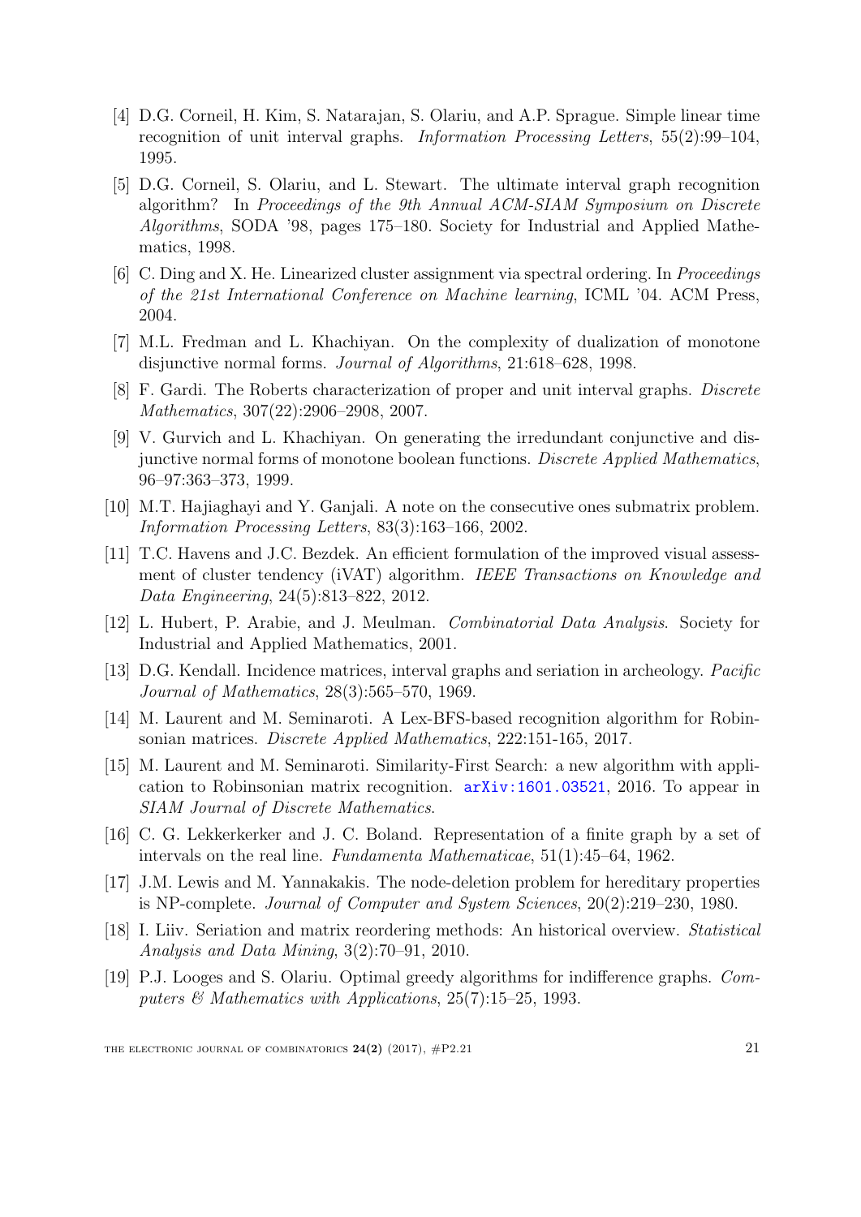[4] D.G. Corneil, H. Kim, S. Natarajan, S. Olariu, and A.P. Sprague. Simple linear time recognition of unit interval graphs. *Information Processing Letters*, 55(2):99–104, 1995.

[5] D.G. Corneil, S. Olariu, and L. Stewart. The ultimate interval graph recognition algorithm? In *Proceedings of the 9th Annual ACM-SIAM Symposium on Discrete Algorithms*, SODA '98, pages 175–180. Society for Industrial and Applied Mathematics, 1998.

[6] C. Ding and X. He. Linearized cluster assignment via spectral ordering. In *Proceedings of the 21st International Conference on Machine learning*, ICML '04. ACM Press, 2004.

[7] M.L. Fredman and L. Khachiyan. On the complexity of dualization of monotone disjunctive normal forms. *Journal of Algorithms*, 21:618–628, 1998.

[8] F. Gardi. The Roberts characterization of proper and unit interval graphs. *Discrete Mathematics*, 307(22):2906–2908, 2007.

[9] V. Gurvich and L. Khachiyan. On generating the irredundant conjunctive and disjunctive normal forms of monotone boolean functions. *Discrete Applied Mathematics*, 96–97:363–373, 1999.

[10] M.T. Hajiaghayi and Y. Ganjali. A note on the consecutive ones submatrix problem. *Information Processing Letters*, 83(3):163–166, 2002.

[11] T.C. Havens and J.C. Bezdek. An efficient formulation of the improved visual assessment of cluster tendency (iVAT) algorithm. *IEEE Transactions on Knowledge and Data Engineering*, 24(5):813–822, 2012.

[12] L. Hubert, P. Arabie, and J. Meulman. *Combinatorial Data Analysis*. Society for Industrial and Applied Mathematics, 2001.

[13] D.G. Kendall. Incidence matrices, interval graphs and seriation in archeology. *Pacific Journal of Mathematics*, 28(3):565–570, 1969.

[14] M. Laurent and M. Seminaroti. A Lex-BFS-based recognition algorithm for Robinsonian matrices. *Discrete Applied Mathematics*, 222:151-165, 2017.

[15] M. Laurent and M. Seminaroti. Similarity-First Search: a new algorithm with application to Robinsonian matrix recognition. arXiv:1601.03521, 2016. To appear in *SIAM Journal of Discrete Mathematics*.

[16] C. G. Lekkerkerker and J. C. Boland. Representation of a finite graph by a set of intervals on the real line. *Fundamenta Mathematicae*, 51(1):45–64, 1962.

[17] J.M. Lewis and M. Yannakakis. The node-deletion problem for hereditary properties is NP-complete. *Journal of Computer and System Sciences*, 20(2):219–230, 1980.

[18] I. Liiv. Seriation and matrix reordering methods: An historical overview. *Statistical Analysis and Data Mining*, 3(2):70–91, 2010.

[19] P.J. Looges and S. Olariu. Optimal greedy algorithms for indifference graphs. *Computers & Mathematics with Applications*, 25(7):15–25, 1993.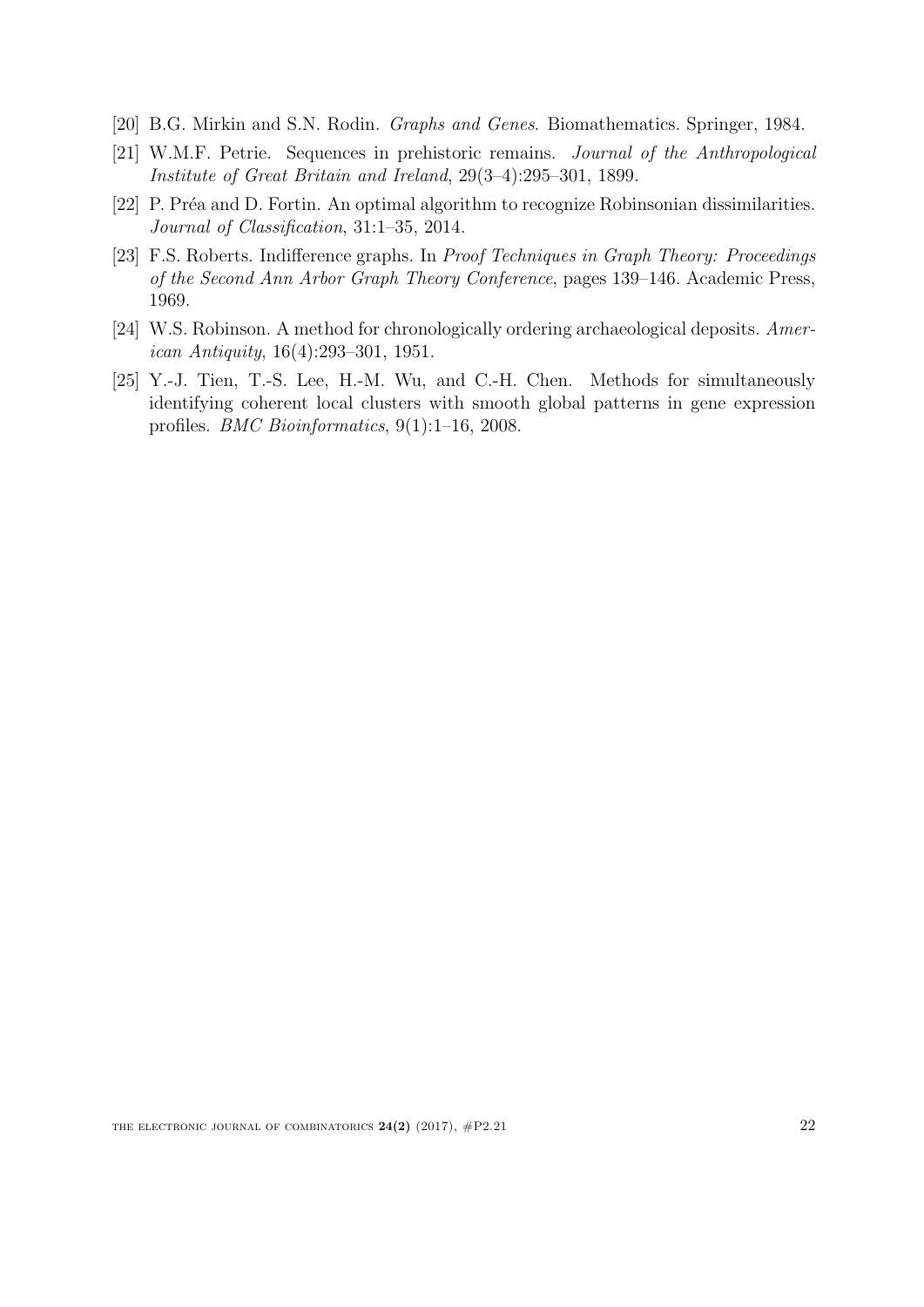[20] B.G. Mirkin and S.N. Rodin. *Graphs and Genes*. Biomathematics. Springer, 1984.

[21] W.M.F. Petrie. Sequences in prehistoric remains. *Journal of the Anthropological Institute of Great Britain and Ireland*, 29(3–4):295–301, 1899.

[22] P. Préa and D. Fortin. An optimal algorithm to recognize Robinsonian dissimilarities. *Journal of Classification*, 31:1–35, 2014.

[23] F.S. Roberts. Indifference graphs. In *Proof Techniques in Graph Theory: Proceedings of the Second Ann Arbor Graph Theory Conference*, pages 139–146. Academic Press, 1969.

[24] W.S. Robinson. A method for chronologically ordering archaeological deposits. *American Antiquity*, 16(4):293–301, 1951.

[25] Y.-J. Tien, T.-S. Lee, H.-M. Wu, and C.-H. Chen. Methods for simultaneously identifying coherent local clusters with smooth global patterns in gene expression profiles. *BMC Bioinformatics*, 9(1):1–16, 2008.